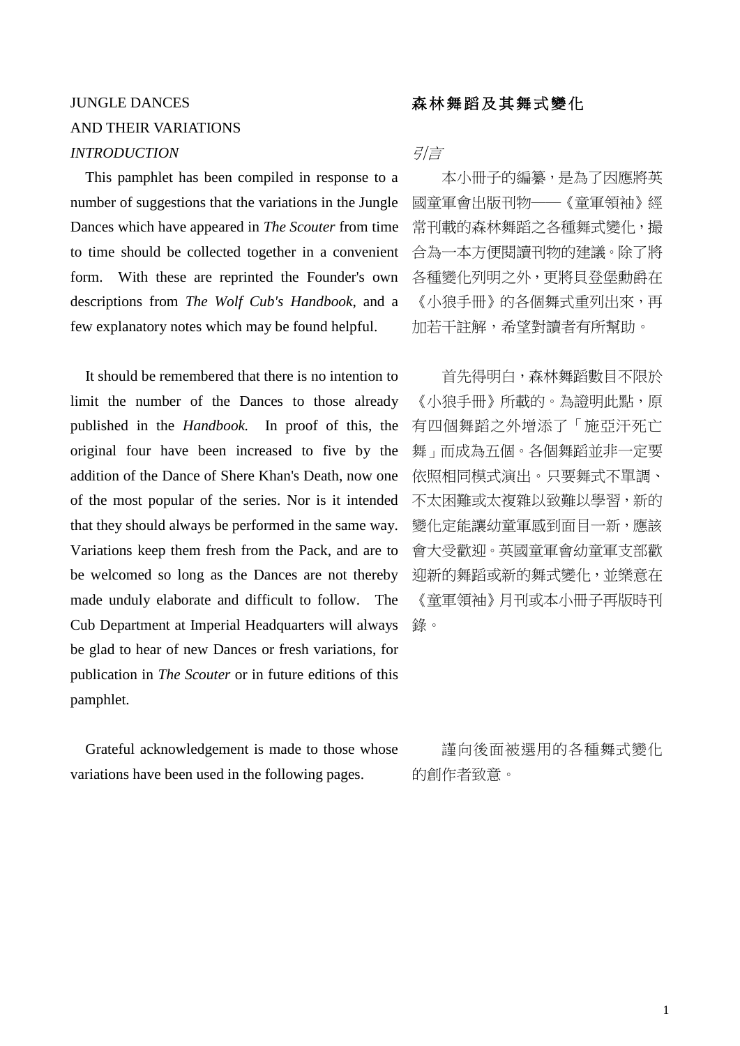# JUNGLE DANCES AND THEIR VARIATIONS

## *INTRODUCTION*

This pamphlet has been compiled in response to a number of suggestions that the variations in the Jungle Dances which have appeared in *The Scouter* from time to time should be collected together in a convenient form. With these are reprinted the Founder's own descriptions from *The Wolf Cub's Handbook*, and a few explanatory notes which may be found helpful.

It should be remembered that there is no intention to limit the number of the Dances to those already published in the *Handbook.* In proof of this, the original four have been increased to five by the addition of the Dance of Shere Khan's Death, now one of the most popular of the series. Nor is it intended that they should always be performed in the same way. Variations keep them fresh from the Pack, and are to be welcomed so long as the Dances are not thereby made unduly elaborate and difficult to follow. The Cub Department at Imperial Headquarters will always be glad to hear of new Dances or fresh variations, for publication in *The Scouter* or in future editions of this pamphlet.

Grateful acknowledgement is made to those whose variations have been used in the following pages.

# 森林舞蹈及其舞式變化

## *引言*

本小冊子的編纂，是為了因應將英國童軍會出版刊物——《童軍領袖》經常刊載的森林舞蹈之各種舞式變化，撮合為一本方便閱讀刊物的建議。除了將各種變化列明之外，更將貝登堡勳爵在《小狼手冊》的各個舞式重列出來，再加若干註解，希望對讀者有所幫助。

首先得明白，森林舞蹈數目不限於《小狼手冊》所載的。為證明此點，原有四個舞蹈之外增添了「施亞汗死亡舞」而成為五個。各個舞蹈並非一定要依照相同模式演出。只要舞式不單調、不太困難或太複雜以致難以學習，新的變化定能讓幼童軍感到面目一新，應該會大受歡迎。英國童軍會幼童軍支部歡迎新的舞蹈或新的舞式變化，並樂意在《童軍領袖》月刊或本小冊子再版時刊錄。

謹向後面被選用的各種舞式變化的創作者致意。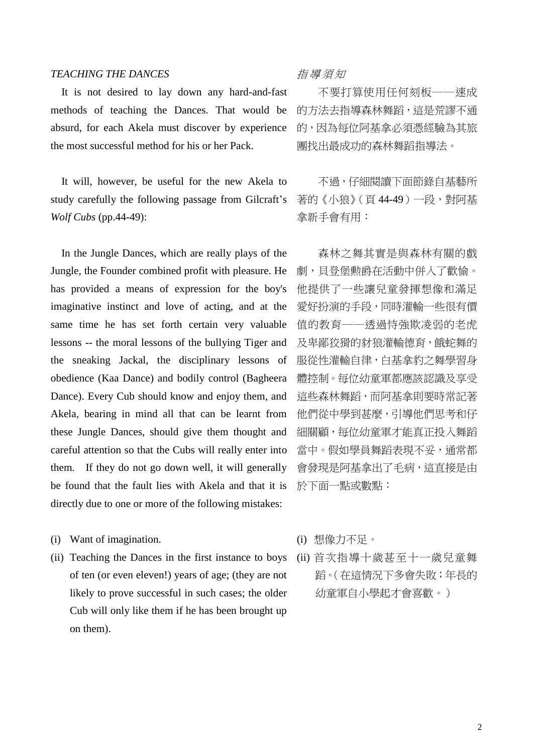*TEACHING THE DANCES*

It is not desired to lay down any hard-and-fast methods of teaching the Dances. That would be absurd, for each Akela must discover by experience the most successful method for his or her Pack.

It will, however, be useful for the new Akela to study carefully the following passage from Gilcraft's *Wolf Cubs* (pp.44-49):

In the Jungle Dances, which are really plays of the Jungle, the Founder combined profit with pleasure. He has provided a means of expression for the boy's imaginative instinct and love of acting, and at the same time he has set forth certain very valuable lessons -- the moral lessons of the bullying Tiger and the sneaking Jackal, the disciplinary lessons of obedience (Kaa Dance) and bodily control (Bagheera Dance). Every Cub should know and enjoy them, and Akela, bearing in mind all that can be learnt from these Jungle Dances, should give them thought and careful attention so that the Cubs will really enter into them. If they do not go down well, it will generally be found that the fault lies with Akela and that it is directly due to one or more of the following mistakes:

(i) Want of imagination.

(ii) Teaching the Dances in the first instance to boys of ten (or even eleven!) years of age; (they are not likely to prove successful in such cases; the older Cub will only like them if he has been brought up on them).

*指導須知*

不要打算使用任何刻板——速成的方法去指導森林舞蹈，這是荒謬不通的，因為每位阿基拿必須憑經驗為其旅團找出最成功的森林舞蹈指導法。

不過，仔細閱讀下面節錄自基藝所著的《小狼》(頁 44-49）一段，對阿基拿新手會有用：

森林之舞其實是與森林有關的戲劇，貝登堡勳爵在活動中併入了歡愉。他提供了一些讓兒童發揮想像和滿足愛好扮演的手段，同時灌輸一些很有價值的教育——透過恃強欺凌弱的老虎及卑鄙狡猾的豺狼灌輸德育，餓蛇舞的服從性灌輸自律，白基拿豹之舞學習身體控制。每位幼童軍都應該認識及享受這些森林舞蹈，而阿基拿則要時常記著他們從中學到甚麼，引導他們思考和仔細關顧，每位幼童軍才能真正投入舞蹈當中。假如學員舞蹈表現不妥，通常都會發現是阿基拿出了毛病，這直接是由於下面一點或數點：

(i) 想像力不足。

(ii) 首次指導十歲甚至十一歲兒童舞蹈。(在這情況下多會失敗；年長的幼童軍自小學起才會喜歡。）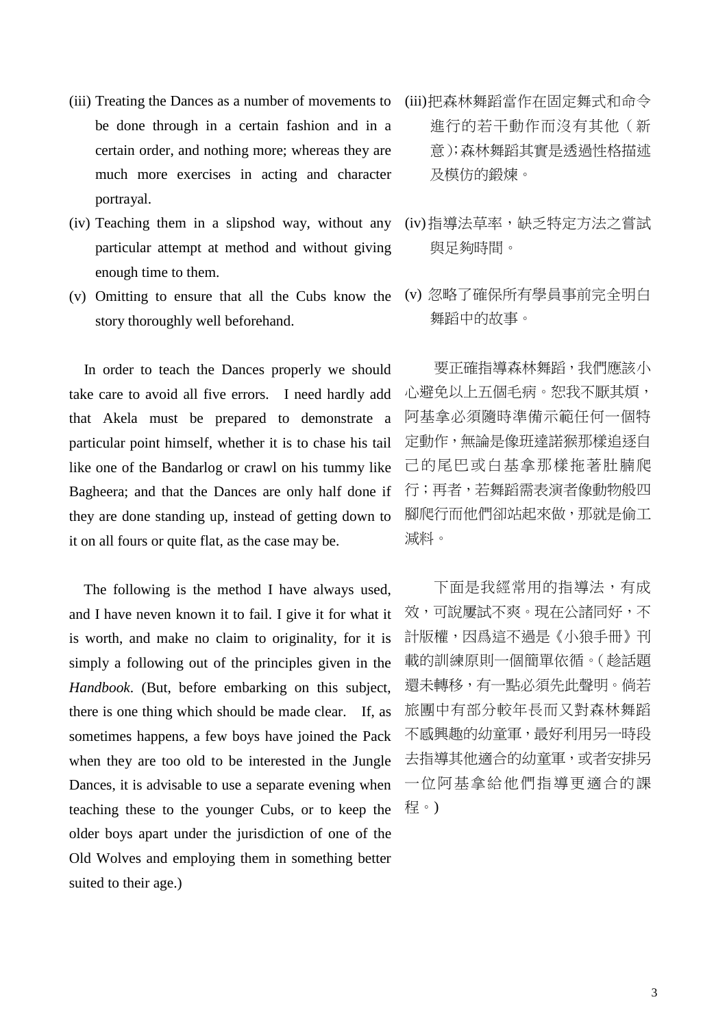(iii) Treating the Dances as a number of movements to be done through in a certain fashion and in a certain order, and nothing more; whereas they are much more exercises in acting and character portrayal.

(iv) Teaching them in a slipshod way, without any particular attempt at method and without giving enough time to them.

(v) Omitting to ensure that all the Cubs know the story thoroughly well beforehand.

(iii)把森林舞蹈當作在固定舞式和命令進行的若干動作而沒有其他（新意)；森林舞蹈其實是透過性格描述及模仿的鍛煉。

(iv)指導法草率，缺乏特定方法之嘗試與足夠時間。

(v) 忽略了確保所有學員事前完全明白舞蹈中的故事。

In order to teach the Dances properly we should take care to avoid all five errors. I need hardly add that Akela must be prepared to demonstrate a particular point himself, whether it is to chase his tail like one of the Bandarlog or crawl on his tummy like Bagheera; and that the Dances are only half done if they are done standing up, instead of getting down to it on all fours or quite flat, as the case may be.

要正確指導森林舞蹈，我們應該小心避免以上五個毛病。恕我不厭其煩，阿基拿必須隨時準備示範任何一個特定動作，無論是像班達諾猴那樣追逐自己的尾巴或白基拿那樣拖著肚腩爬行；再者，若舞蹈需表演者像動物般四腳爬行而他們卻站起來做，那就是偷工減料。

The following is the method I have always used, and I have neven known it to fail. I give it for what it is worth, and make no claim to originality, for it is simply a following out of the principles given in the *Handbook*. (But, before embarking on this subject, there is one thing which should be made clear. If, as sometimes happens, a few boys have joined the Pack when they are too old to be interested in the Jungle Dances, it is advisable to use a separate evening when teaching these to the younger Cubs, or to keep the older boys apart under the jurisdiction of one of the Old Wolves and employing them in something better suited to their age.)

下面是我經常用的指導法，有成效，可說屢試不爽。現在公諸同好，不計版權，因爲這不過是《小狼手冊》刊載的訓練原則一個簡單依循。(趁話題還未轉移，有一點必須先此聲明。倘若旅團中有部分較年長而又對森林舞蹈不感興趣的幼童軍，最好利用另一時段去指導其他適合的幼童軍，或者安排另一位阿基拿給他們指導更適合的課程。)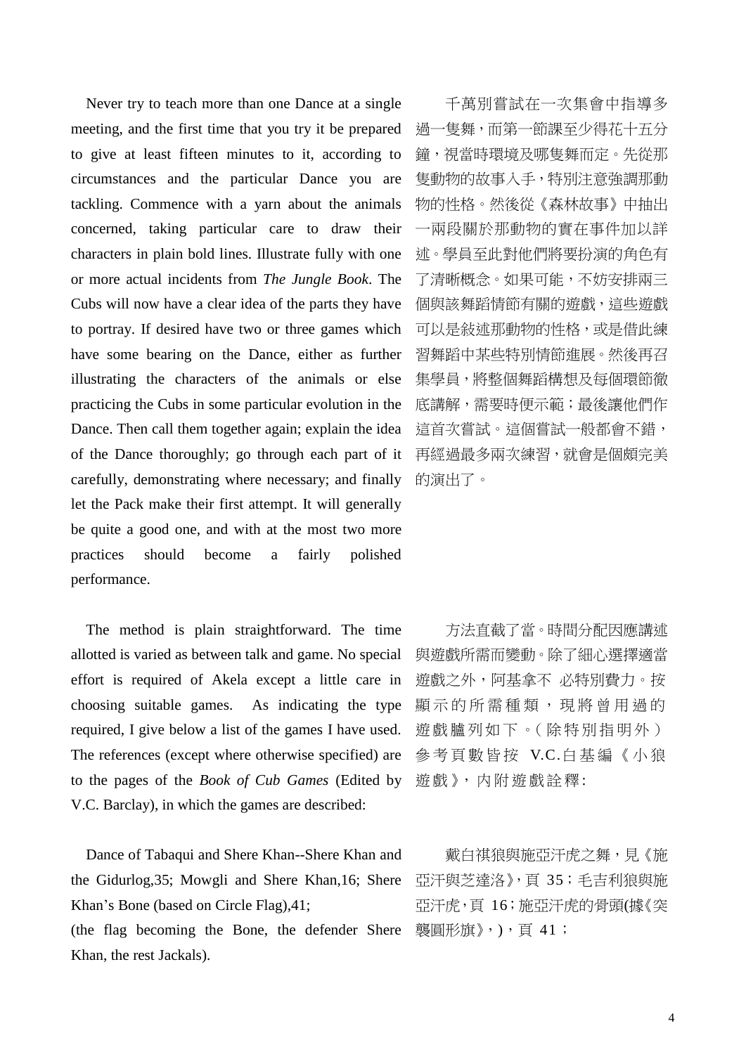Never try to teach more than one Dance at a single meeting, and the first time that you try it be prepared to give at least fifteen minutes to it, according to circumstances and the particular Dance you are tackling. Commence with a yarn about the animals concerned, taking particular care to draw their characters in plain bold lines. Illustrate fully with one or more actual incidents from *The Jungle Book*. The Cubs will now have a clear idea of the parts they have to portray. If desired have two or three games which have some bearing on the Dance, either as further illustrating the characters of the animals or else practicing the Cubs in some particular evolution in the Dance. Then call them together again; explain the idea of the Dance thoroughly; go through each part of it carefully, demonstrating where necessary; and finally let the Pack make their first attempt. It will generally be quite a good one, and with at the most two more practices should become a fairly polished performance.

千萬別嘗試在一次集會中指導多過一隻舞，而第一節課至少得花十五分鐘，視當時環境及哪隻舞而定。先從那隻動物的故事入手，特別注意強調那動物的性格。然後從《森林故事》中抽出一兩段關於那動物的實在事件加以詳述。學員至此對他們將要扮演的角色有了清晰概念。如果可能，不妨安排兩三個與該舞蹈情節有關的遊戲，這些遊戲可以是敍述那動物的性格，或是借此練習舞蹈中某些特別情節進展。然後再召集學員，將整個舞蹈構想及每個環節徹底講解，需要時便示範；最後讓他們作這首次嘗試。這個嘗試一般都會不錯，再經過最多兩次練習，就會是個頗完美的演出了。

The method is plain straightforward. The time allotted is varied as between talk and game. No special effort is required of Akela except a little care in choosing suitable games. As indicating the type required, I give below a list of the games I have used. The references (except where otherwise specified) are to the pages of the *Book of Cub Games* (Edited by V.C. Barclay), in which the games are described:

方法直截了當。時間分配因應講述與遊戲所需而變動。除了細心選擇適當遊戲之外，阿基拿不 必特別費力。按顯示的所需種類，現將曾用過的遊戲臚列如下。(除特別指明外) 參考頁數皆按 V.C.白基編《小狼遊戲》，內附遊戲詮釋:

Dance of Tabaqui and Shere Khan--Shere Khan and the Gidurlog,35; Mowgli and Shere Khan,16; Shere Khan’s Bone (based on Circle Flag),41;
(the flag becoming the Bone, the defender Shere Khan, the rest Jackals).

戴白祺狼與施亞汗虎之舞，見《施亞汗與芝達洛》，頁 35；毛吉利狼與施亞汗虎，頁 16；施亞汗虎的骨頭(據《突襲圓形旗》，)，頁 41；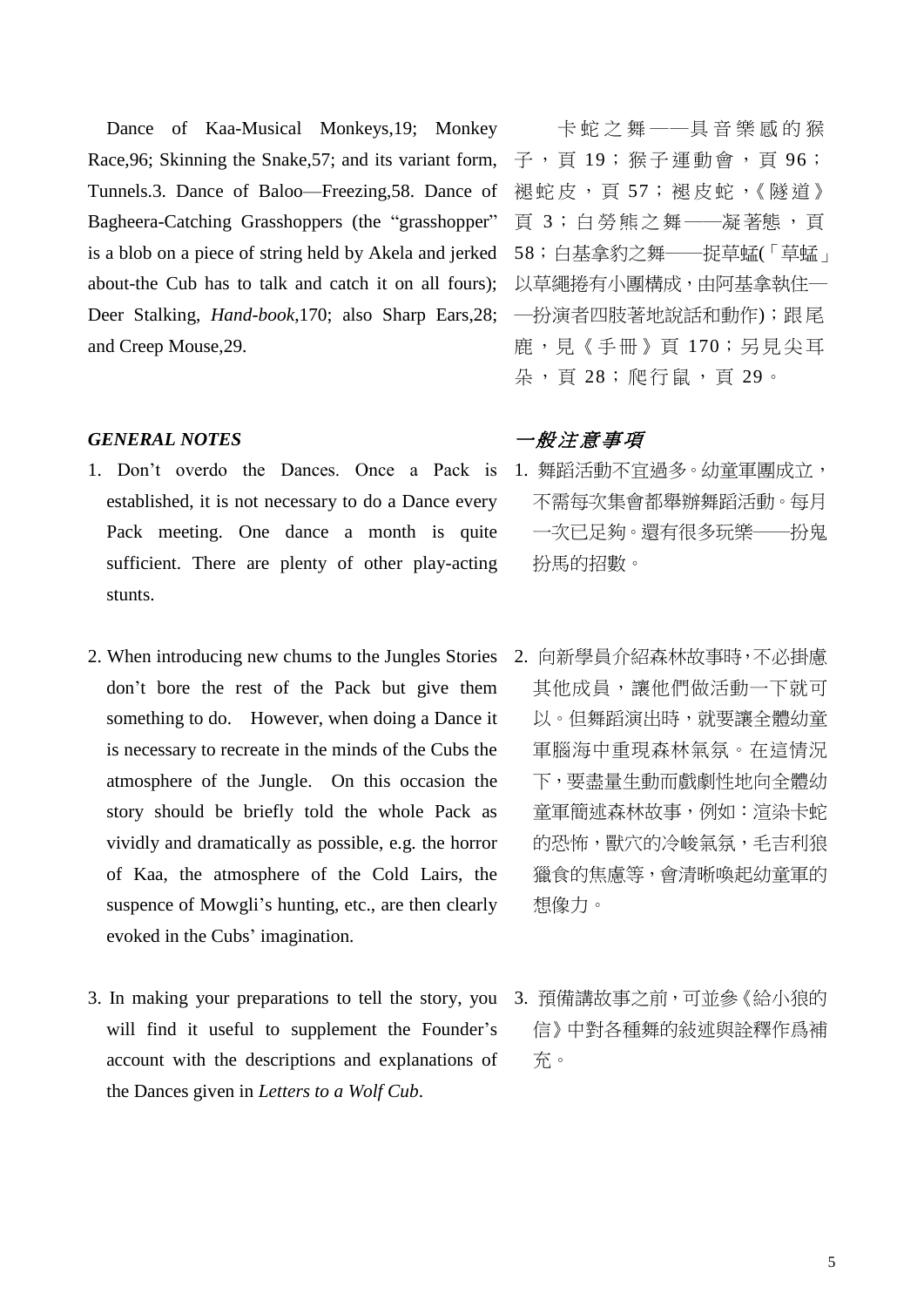Dance of Kaa-Musical Monkeys,19; Monkey Race,96; Skinning the Snake,57; and its variant form, Tunnels.3. Dance of Baloo—Freezing,58. Dance of Bagheera-Catching Grasshoppers (the "grasshopper" is a blob on a piece of string held by Akela and jerked about-the Cub has to talk and catch it on all fours); Deer Stalking, *Hand-book*,170; also Sharp Ears,28; and Creep Mouse,29.

卡蛇之舞——具音樂感的猴子，頁 19；猴子運動會，頁 96；褪蛇皮，頁 57；褪皮蛇，《隧道》頁 3；白勞熊之舞——凝著態，頁 58；白基拿豹之舞——捉草蜢(「草蜢」以草繩捲有小團構成，由阿基拿執住——扮演者四肢著地說話和動作)；跟尾鹿，見《手冊》頁 170；另見尖耳朵，頁 28；爬行鼠，頁 29。

### *GENERAL NOTES*

### *一般注意事項*

1. Don't overdo the Dances. Once a Pack is established, it is not necessary to do a Dance every Pack meeting. One dance a month is quite sufficient. There are plenty of other play-acting stunts.

1. 舞蹈活動不宜過多。幼童軍團成立，不需每次集會都舉辦舞蹈活動。每月一次已足夠。還有很多玩樂——扮鬼扮馬的招數。

2. When introducing new chums to the Jungles Stories don't bore the rest of the Pack but give them something to do. However, when doing a Dance it is necessary to recreate in the minds of the Cubs the atmosphere of the Jungle. On this occasion the story should be briefly told the whole Pack as vividly and dramatically as possible, e.g. the horror of Kaa, the atmosphere of the Cold Lairs, the suspence of Mowgli's hunting, etc., are then clearly evoked in the Cubs' imagination.

2. 向新學員介紹森林故事時，不必掛慮其他成員，讓他們做活動一下就可以。但舞蹈演出時，就要讓全體幼童軍腦海中重現森林氣氛。在這情況下，要盡量生動而戲劇性地向全體幼童軍簡述森林故事，例如：渲染卡蛇的恐怖，獸穴的冷峻氣氛，毛吉利狼獵食的焦慮等，會清晰喚起幼童軍的想像力。

3. In making your preparations to tell the story, you will find it useful to supplement the Founder's account with the descriptions and explanations of the Dances given in *Letters to a Wolf Cub*.

3. 預備講故事之前，可並參《給小狼的信》中對各種舞的敍述與詮釋作爲補充。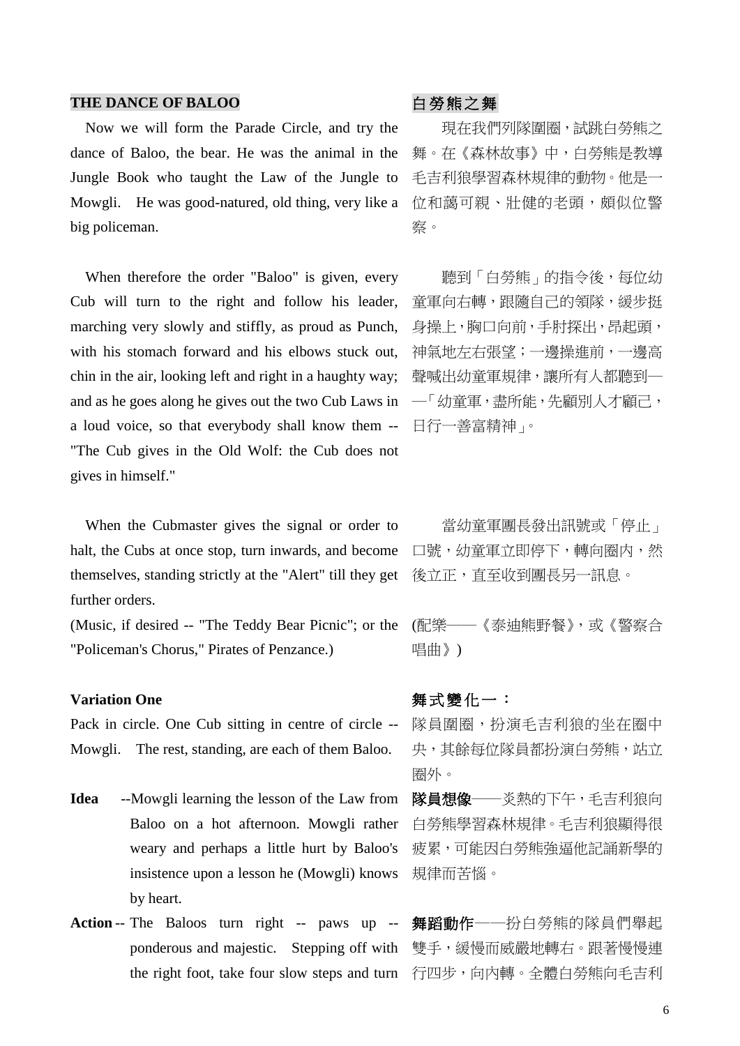## THE DANCE OF BALOO

Now we will form the Parade Circle, and try the dance of Baloo, the bear. He was the animal in the Jungle Book who taught the Law of the Jungle to Mowgli. He was good-natured, old thing, very like a big policeman.

When therefore the order "Baloo" is given, every Cub will turn to the right and follow his leader, marching very slowly and stiffly, as proud as Punch, with his stomach forward and his elbows stuck out, chin in the air, looking left and right in a haughty way; and as he goes along he gives out the two Cub Laws in a loud voice, so that everybody shall know them -- "The Cub gives in the Old Wolf: the Cub does not gives in himself."

When the Cubmaster gives the signal or order to halt, the Cubs at once stop, turn inwards, and become themselves, standing strictly at the "Alert" till they get further orders.

(Music, if desired -- "The Teddy Bear Picnic"; or the "Policeman's Chorus," Pirates of Penzance.)

### Variation One

Pack in circle. One Cub sitting in centre of circle -- Mowgli. The rest, standing, are each of them Baloo.

**Idea** --Mowgli learning the lesson of the Law from Baloo on a hot afternoon. Mowgli rather weary and perhaps a little hurt by Baloo's insistence upon a lesson he (Mowgli) knows by heart.

**Action** -- The Baloos turn right -- paws up -- ponderous and majestic. Stepping off with the right foot, take four slow steps and turn

## 白勞熊之舞

現在我們列隊圍圈，試跳白勞熊之舞。在《森林故事》中，白勞熊是教導毛吉利狼學習森林規律的動物。他是一位和藹可親、壯健的老頭，頗似位警察。

聽到「白勞熊」的指令後，每位幼童軍向右轉，跟隨自己的領隊，緩步挺身操上，胸口向前，手肘探出，昂起頭，神氣地左右張望；一邊操進前，一邊高聲喊出幼童軍規律，讓所有人都聽到——「幼童軍，盡所能，先顧別人才顧己，日行一善富精神」。

當幼童軍團長發出訊號或「停止」口號，幼童軍立即停下，轉向圈內，然後立正，直至收到團長另一訊息。

(配樂——《泰迪熊野餐》，或《警察合唱曲》)

### 舞式變化一：

隊員圍圈，扮演毛吉利狼的坐在圈中央，其餘每位隊員都扮演白勞熊，站立圈外。

**隊員想像**——炎熱的下午，毛吉利狼向白勞熊學習森林規律。毛吉利狼顯得很疲累，可能因白勞熊強逼他記誦新學的規律而苦惱。

**舞蹈動作**——扮白勞熊的隊員們舉起雙手，緩慢而威嚴地轉右。跟著慢慢連行四步，向內轉。全體白勞熊向毛吉利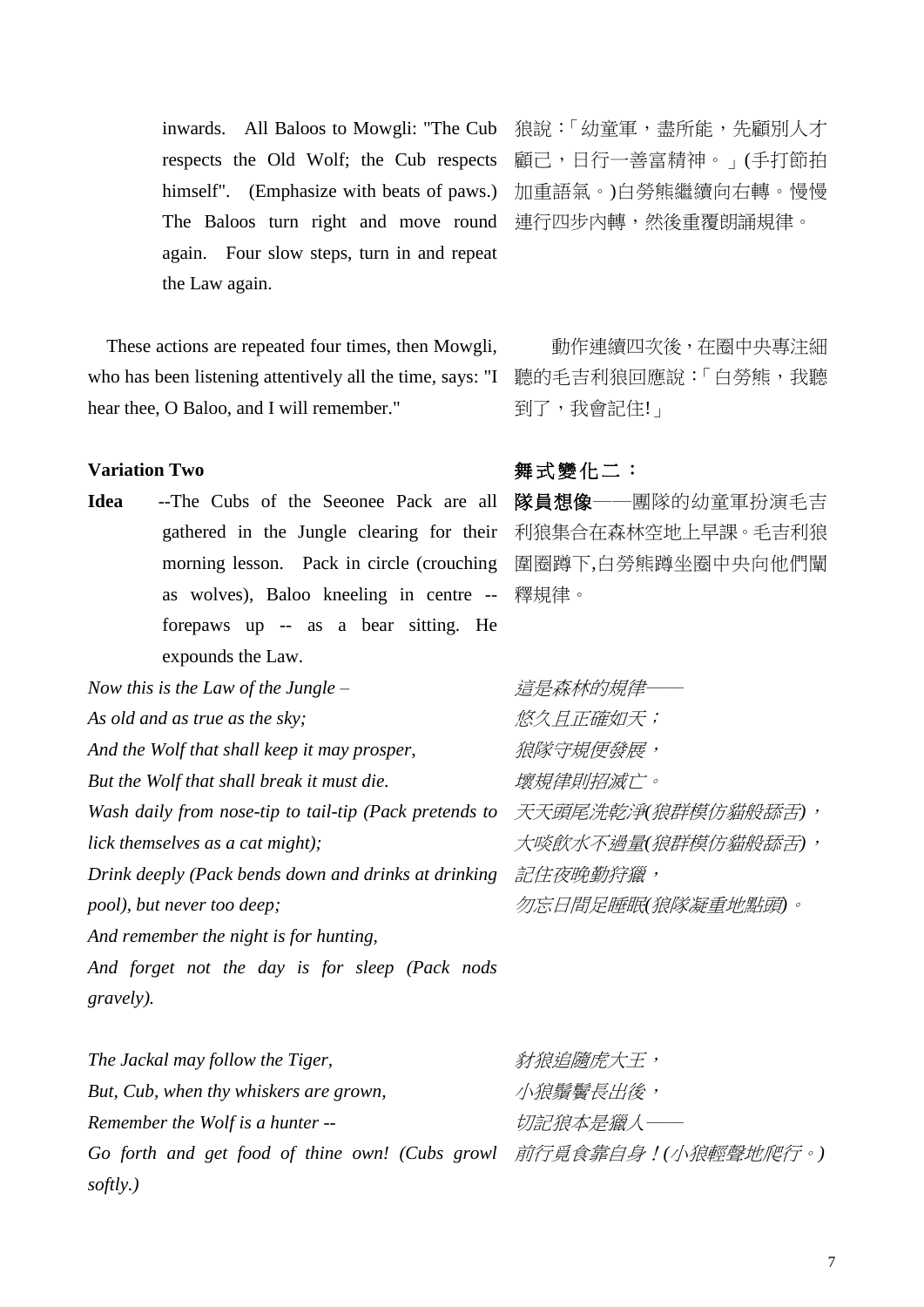inwards. All Baloos to Mowgli: "The Cub respects the Old Wolf; the Cub respects himself". (Emphasize with beats of paws.) The Baloos turn right and move round again. Four slow steps, turn in and repeat the Law again.

狼說：「幼童軍，盡所能，先顧別人才顧己，日行一善富精神。」(手打節拍加重語氣。)白勞熊繼續向右轉。慢慢連行四步內轉，然後重覆朗誦規律。

These actions are repeated four times, then Mowgli, who has been listening attentively all the time, says: "I hear thee, O Baloo, and I will remember."

動作連續四次後，在圈中央專注細聽的毛吉利狼回應說：「白勞熊，我聽到了，我會記住!」

**Variation Two**

**舞式變化二：**

**Idea** --The Cubs of the Seeonee Pack are all gathered in the Jungle clearing for their morning lesson. Pack in circle (crouching as wolves), Baloo kneeling in centre -- forepaws up -- as a bear sitting. He expounds the Law.

**隊員想像**——團隊的幼童軍扮演毛吉利狼合在森林空地上早課。毛吉利狼圍圈蹲下,白勞熊蹲坐圈中央向他們闡釋規律。

*Now this is the Law of the Jungle –*
*As old and as true as the sky;*
*And the Wolf that shall keep it may prosper,*
*But the Wolf that shall break it must die.*
*Wash daily from nose-tip to tail-tip (Pack pretends to lick themselves as a cat might);*
*Drink deeply (Pack bends down and drinks at drinking pool), but never too deep;*
*And remember the night is for hunting,*
*And forget not the day is for sleep (Pack nods gravely).*

*這是森林的規律——*
*悠久且正確如天；*
*狼隊守規便發展，*
*壞規律則招滅亡。*
*天天頭尾洗乾淨(狼群模仿貓般舔舌)，*
*大啖飲水不過量(狼群模仿貓般舔舌)，*
*記住夜晚勤狩獵，*
*勿忘日間足睡眠(狼隊凝重地點頭)。*

*The Jackal may follow the Tiger,*
*But, Cub, when thy whiskers are grown,*
*Remember the Wolf is a hunter --*
*Go forth and get food of thine own! (Cubs growl softly.)*

*豺狼追隨虎大王，*
*小狼鬚鬢長出後，*
*切記狼本是獵人——*
*前行覓食靠自身！(小狼輕聲地爬行。)*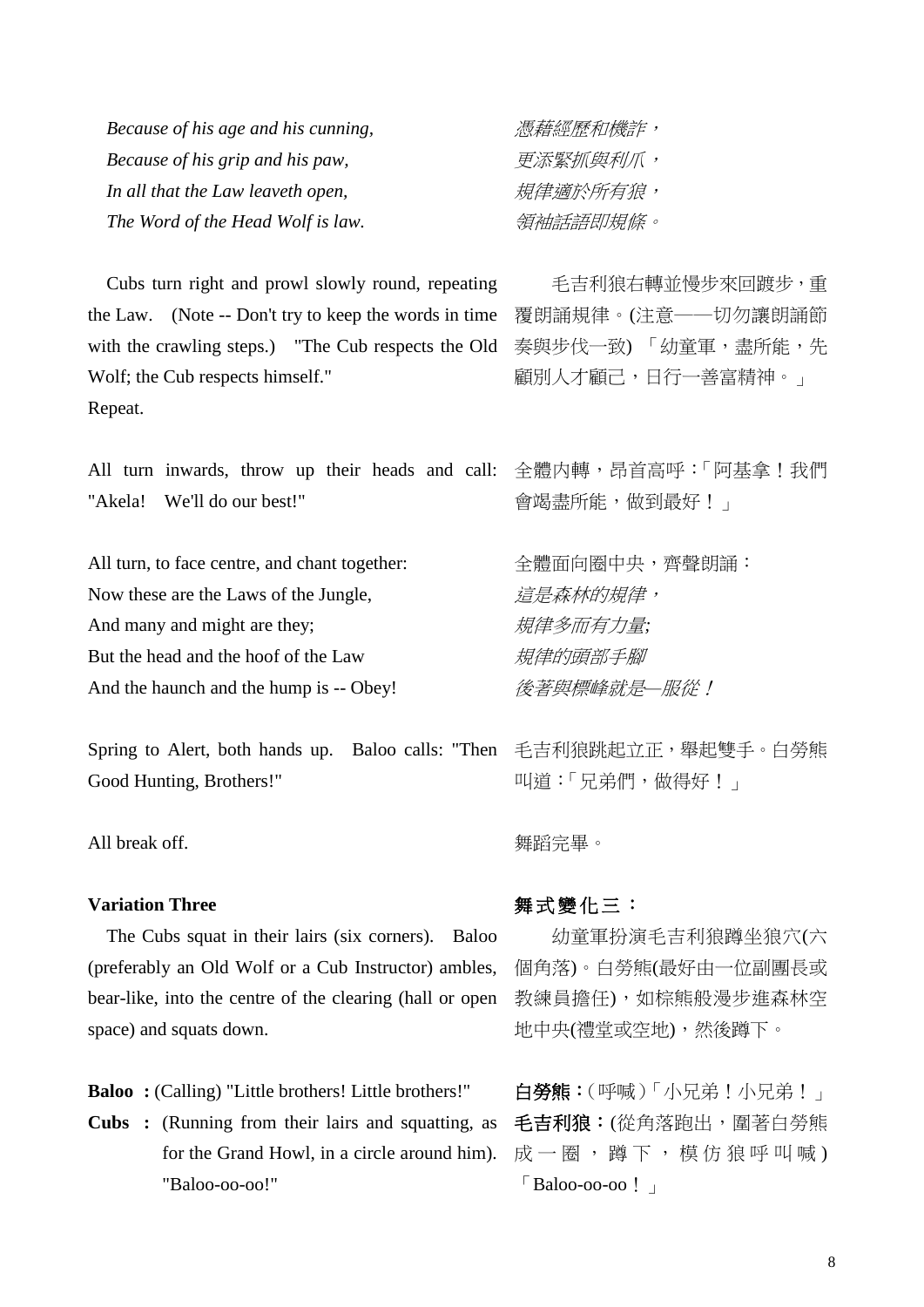*Because of his age and his cunning,*
*Because of his grip and his paw,*
*In all that the Law leaveth open,*
*The Word of the Head Wolf is law.*

*憑藉經歷和機詐，*
*更添緊抓與利爪，*
*規律適於所有狼，*
*領袖話語即規條。*

Cubs turn right and prowl slowly round, repeating the Law. (Note -- Don't try to keep the words in time with the crawling steps.) "The Cub respects the Old Wolf; the Cub respects himself."
Repeat.

毛吉利狼右轉並慢步來回踱步，重覆朗誦規律。(注意——切勿讓朗誦節奏與步伐一致) 「幼童軍，盡所能，先顧別人才顧己，日行一善富精神。」

All turn inwards, throw up their heads and call: "Akela! We'll do our best!"

全體內轉，昂首高呼：「阿基拿！我們會竭盡所能，做到最好！」

All turn, to face centre, and chant together:
Now these are the Laws of the Jungle,
And many and might are they;
But the head and the hoof of the Law
And the haunch and the hump is -- Obey!

全體面向圈中央，齊聲朗誦：
*這是森林的規律，*
*規律多而有力量;*
*規律的頭部手腳*
*後著與標峰就是—服從！*

Spring to Alert, both hands up. Baloo calls: "Then Good Hunting, Brothers!"

毛吉利狼跳起立正，舉起雙手。白勞熊叫道：「兄弟們，做得好！」

All break off.

舞蹈完畢。

**Variation Three**

**舞式變化三：**

The Cubs squat in their lairs (six corners). Baloo (preferably an Old Wolf or a Cub Instructor) ambles, bear-like, into the centre of the clearing (hall or open space) and squats down.

幼童軍扮演毛吉利狼蹲坐狼穴(六個角落)。白勞熊(最好由一位副團長或教練員擔任)，如棕熊般漫步進森林空地中央(禮堂或空地)，然後蹲下。

**Baloo :** (Calling) "Little brothers! Little brothers!"
**Cubs :** (Running from their lairs and squatting, as for the Grand Howl, in a circle around him). "Baloo-oo-oo!"

**白勞熊：**(呼喊)「小兄弟！小兄弟！」
**毛吉利狼：**(從角落跑出，圍著白勞熊成一圈，蹲下，模仿狼呼叫喊)「Baloo-oo-oo！」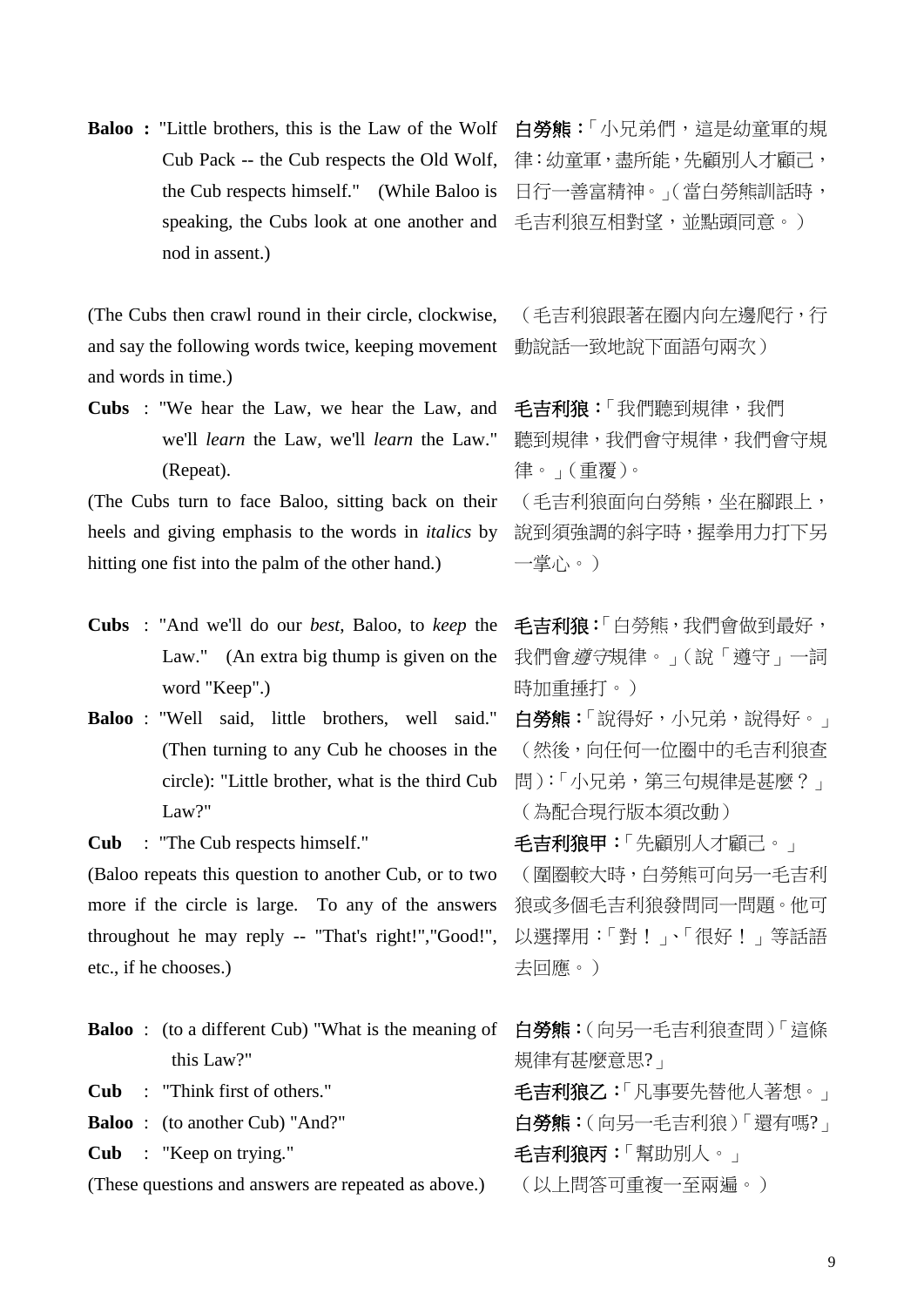**Baloo :** "Little brothers, this is the Law of the Wolf Cub Pack -- the Cub respects the Old Wolf, the Cub respects himself." (While Baloo is speaking, the Cubs look at one another and nod in assent.)

**白勞熊：**「小兄弟們，這是幼童軍的規律：幼童軍，盡所能，先顧別人才顧己，日行一善富精神。」（當白勞熊訓話時，毛吉利狼互相對望，並點頭同意。）

(The Cubs then crawl round in their circle, clockwise, and say the following words twice, keeping movement and words in time.)

（毛吉利狼跟著在圈內向左邊爬行，行動說話一致地說下面語句兩次）

**Cubs** : "We hear the Law, we hear the Law, and we'll *learn* the Law, we'll *learn* the Law." (Repeat).

**毛吉利狼：**「我們聽到規律，我們聽到規律，我們會守規律，我們會守規律。」（重覆）。

(The Cubs turn to face Baloo, sitting back on their heels and giving emphasis to the words in *italics* by hitting one fist into the palm of the other hand.)

（毛吉利狼面向白勞熊，坐在腳跟上，說到須強調的斜字時，握拳用力打下另一掌心。）

**Cubs** : "And we'll do our *best*, Baloo, to *keep* the Law." (An extra big thump is given on the word "Keep".)

**毛吉利狼：**「白勞熊，我們會做到最好，我們會*遵守*規律。」（說「遵守」一詞時加重捶打。）

**Baloo** : "Well said, little brothers, well said." (Then turning to any Cub he chooses in the circle): "Little brother, what is the third Cub Law?"

**白勞熊：**「說得好，小兄弟，說得好。」（然後，向任何一位圈中的毛吉利狼查問）：「小兄弟，第三句規律是甚麼？」（為配合現行版本須改動）

**Cub** : "The Cub respects himself."

**毛吉利狼甲：**「先顧別人才顧己。」

(Baloo repeats this question to another Cub, or to two more if the circle is large. To any of the answers throughout he may reply -- "That's right!","Good!", etc., if he chooses.)

（團圈較大時，白勞熊可向另一毛吉利狼或多個毛吉利狼發問同一問題。他可以選擇用：「對！」、「很好！」等話語去回應。）

**Baloo** : (to a different Cub) "What is the meaning of this Law?"

**白勞熊：**（向另一毛吉利狼查問）「這條規律有甚麼意思?」

**Cub** : "Think first of others."

**毛吉利狼乙：**「凡事要先替他人著想。」

**Baloo** : (to another Cub) "And?"

**白勞熊：**（向另一毛吉利狼）「還有嗎?」

**Cub** : "Keep on trying."

**毛吉利狼丙：**「幫助別人。」

(These questions and answers are repeated as above.)

（以上問答可重複一至兩遍。）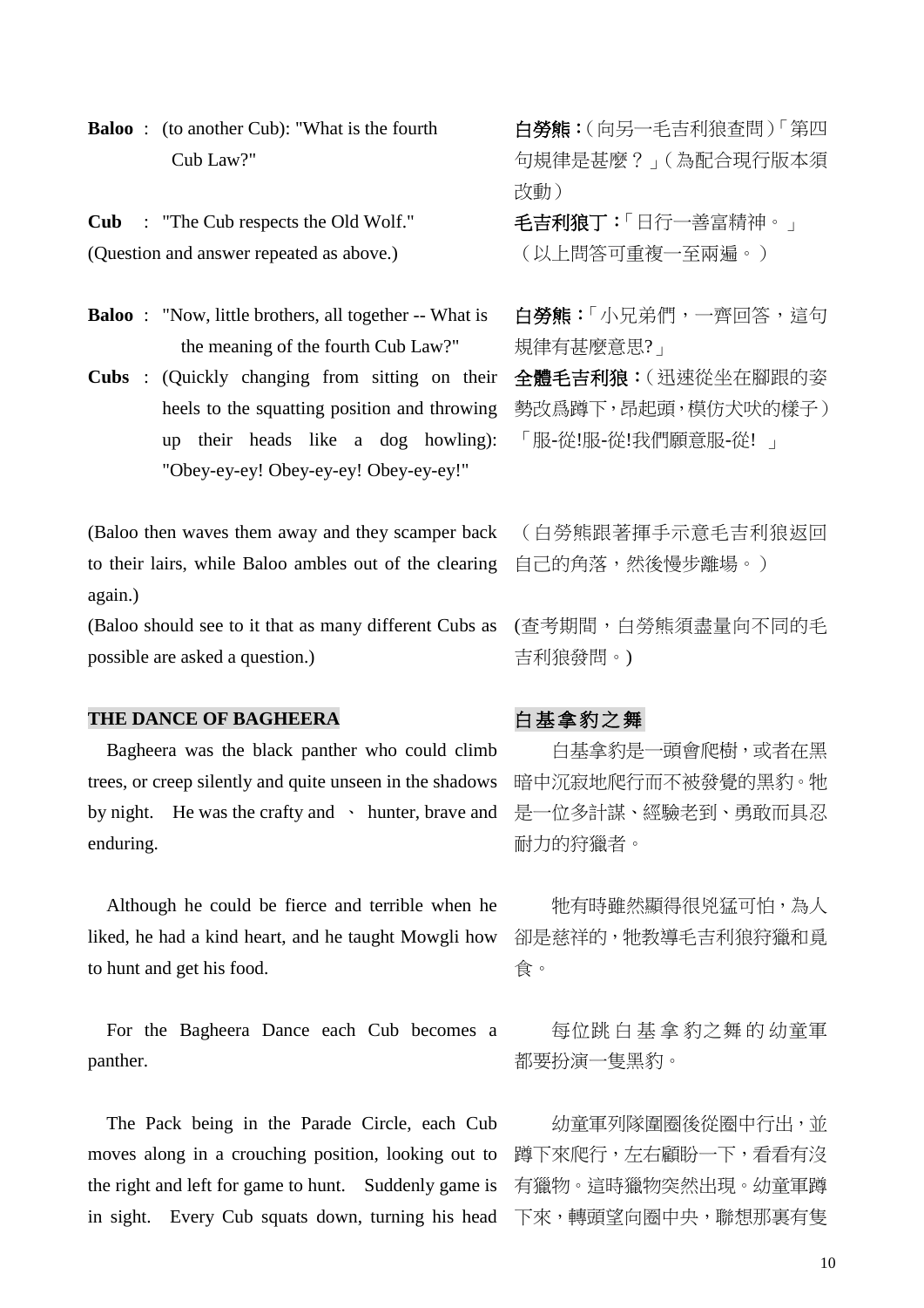**Baloo** : (to another Cub): "What is the fourth Cub Law?"

**白勞熊：**（向另一毛吉利狼查問）「第四句規律是甚麼？」（為配合現行版本須改動）

**Cub** : "The Cub respects the Old Wolf."

**毛吉利狼丁：**「日行一善富精神。」

(Question and answer repeated as above.)

（以上問答可重複一至兩遍。）

**Baloo** : "Now, little brothers, all together -- What is the meaning of the fourth Cub Law?"

**白勞熊：**「小兄弟們，一齊回答，這句規律有甚麼意思?」

**Cubs** : (Quickly changing from sitting on their heels to the squatting position and throwing up their heads like a dog howling): "Obey-ey-ey! Obey-ey-ey! Obey-ey-ey!"

**全體毛吉利狼：**（迅速從坐在腳跟的姿勢改爲蹲下，昂起頭，模仿犬吠的樣子）「服-從!服-從!我們願意服-從! 」

(Baloo then waves them away and they scamper back to their lairs, while Baloo ambles out of the clearing again.)

（白勞熊跟著揮手示意毛吉利狼返回自己的角落，然後慢步離場。）

(Baloo should see to it that as many different Cubs as possible are asked a question.)

(查考期間，白勞熊須盡量向不同的毛吉利狼發問。)

## THE DANCE OF BAGHEERA

## 白基拿豹之舞

Bagheera was the black panther who could climb trees, or creep silently and quite unseen in the shadows by night. He was the crafty and 、 hunter, brave and enduring.

白基拿豹是一頭會爬樹，或者在黑暗中沉寂地爬行而不被發覺的黑豹。牠是一位多計謀、經驗老到、勇敢而具忍耐力的狩獵者。

Although he could be fierce and terrible when he liked, he had a kind heart, and he taught Mowgli how to hunt and get his food.

牠有時雖然顯得很兇猛可怕，為人卻是慈祥的，牠教導毛吉利狼狩獵和覓食。

For the Bagheera Dance each Cub becomes a panther.

每位跳白基拿豹之舞的幼童軍都要扮演一隻黑豹。

The Pack being in the Parade Circle, each Cub moves along in a crouching position, looking out to the right and left for game to hunt. Suddenly game is in sight. Every Cub squats down, turning his head

幼童軍列隊圍圈後從圈中行出，並蹲下來爬行，左右顧盼一下，看看有沒有獵物。這時獵物突然出現。幼童軍蹲下來，轉頭望向圈中央，聯想那裏有隻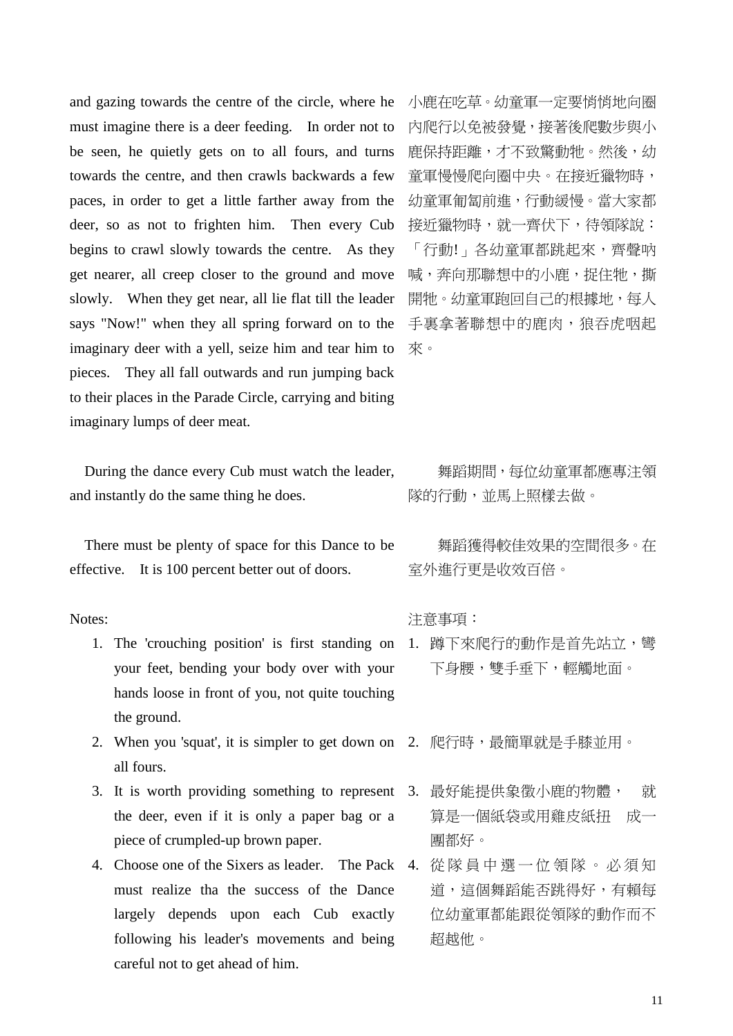and gazing towards the centre of the circle, where he must imagine there is a deer feeding. In order not to be seen, he quietly gets on to all fours, and turns towards the centre, and then crawls backwards a few paces, in order to get a little farther away from the deer, so as not to frighten him. Then every Cub begins to crawl slowly towards the centre. As they get nearer, all creep closer to the ground and move slowly. When they get near, all lie flat till the leader says "Now!" when they all spring forward on to the imaginary deer with a yell, seize him and tear him to pieces. They all fall outwards and run jumping back to their places in the Parade Circle, carrying and biting imaginary lumps of deer meat.

小鹿在吃草。幼童軍一定要悄悄地向圈內爬行以免被發覺，接著後爬數步與小鹿保持距離，才不致驚動牠。然後，幼童軍慢慢爬向圈中央。在接近獵物時，幼童軍匍匐前進，行動緩慢。當大家都接近獵物時，就一齊伏下，待領隊說：「行動!」各幼童軍都跳起來，齊聲吶喊，奔向那聯想中的小鹿，捉住牠，撕開牠。幼童軍跑回自己的根據地，每人手裏拿著聯想中的鹿肉，狼吞虎咽起來。

During the dance every Cub must watch the leader, and instantly do the same thing he does.

舞蹈期間，每位幼童軍都應專注領隊的行動，並馬上照樣去做。

There must be plenty of space for this Dance to be effective. It is 100 percent better out of doors.

舞蹈獲得較佳效果的空間很多。在室外進行更是收效百倍。

Notes:

1. The 'crouching position' is first standing on your feet, bending your body over with your hands loose in front of you, not quite touching the ground.
2. When you 'squat', it is simpler to get down on all fours.
3. It is worth providing something to represent the deer, even if it is only a paper bag or a piece of crumpled-up brown paper.
4. Choose one of the Sixers as leader. The Pack must realize tha the success of the Dance largely depends upon each Cub exactly following his leader's movements and being careful not to get ahead of him.

注意事項：

1. 蹲下來爬行的動作是首先站立，彎下身腰，雙手垂下，輕觸地面。
2. 爬行時，最簡單就是手膝並用。
3. 最好能提供象徵小鹿的物體， 就算是一個紙袋或用雞皮紙扭 成一團都好。
4. 從隊員中選一位領隊。必須知道，這個舞蹈能否跳得好，有賴每位幼童軍都能跟從領隊的動作而不超越他。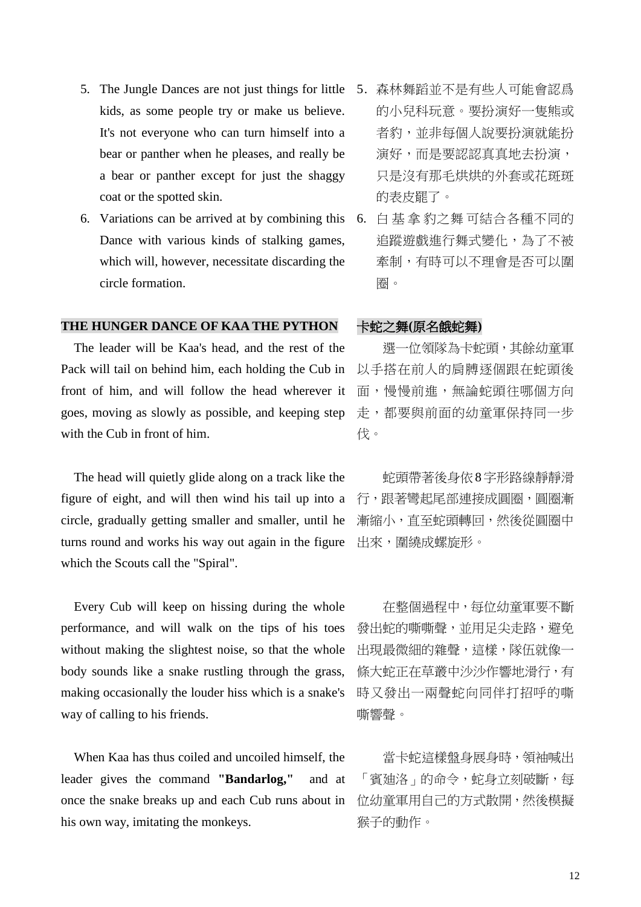5. The Jungle Dances are not just things for little kids, as some people try or make us believe. It's not everyone who can turn himself into a bear or panther when he pleases, and really be a bear or panther except for just the shaggy coat or the spotted skin.
6. Variations can be arrived at by combining this Dance with various kinds of stalking games, which will, however, necessitate discarding the circle formation.

5. 森林舞蹈並不是有些人可能會認爲的小兒科玩意。要扮演好一隻熊或者豹，並非每個人說要扮演就能扮演好，而是要認認真真地去扮演，只是沒有那毛烘烘的外套或花斑斑的表皮罷了。
6. 白基拿豹之舞可結合各種不同的追蹤遊戲進行舞式變化，為了不被牽制，有時可以不理會是否可以圍圈。

### THE HUNGER DANCE OF KAA THE PYTHON

The leader will be Kaa's head, and the rest of the Pack will tail on behind him, each holding the Cub in front of him, and will follow the head wherever it goes, moving as slowly as possible, and keeping step with the Cub in front of him.

The head will quietly glide along on a track like the figure of eight, and will then wind his tail up into a circle, gradually getting smaller and smaller, until he turns round and works his way out again in the figure which the Scouts call the "Spiral".

Every Cub will keep on hissing during the whole performance, and will walk on the tips of his toes without making the slightest noise, so that the whole body sounds like a snake rustling through the grass, making occasionally the louder hiss which is a snake's way of calling to his friends.

When Kaa has thus coiled and uncoiled himself, the leader gives the command **"Bandarlog,"** and at once the snake breaks up and each Cub runs about in his own way, imitating the monkeys.

### 卡蛇之舞(原名餓蛇舞)

選一位領隊為卡蛇頭，其餘幼童軍以手搭在前人的肩膊逐個跟在蛇頭後面，慢慢前進，無論蛇頭往哪個方向走，都要與前面的幼童軍保持同一步伐。

蛇頭帶著後身依8字形路線靜靜滑行，跟著彎起尾部連接成圓圈，圓圈漸漸縮小，直至蛇頭轉回，然後從圓圈中出來，圍繞成螺旋形。

在整個過程中，每位幼童軍要不斷發出蛇的嘶嘶聲，並用足尖走路，避免出現最微細的雜聲，這樣，隊伍就像一條大蛇正在草叢中沙沙作響地滑行，有時又發出一兩聲蛇向同伴打招呼的嘶嘶響聲。

當卡蛇這樣盤身展身時，領袖喊出「賓廸洛」的命令，蛇身立刻破斷，每位幼童軍用自己的方式散開，然後模擬猴子的動作。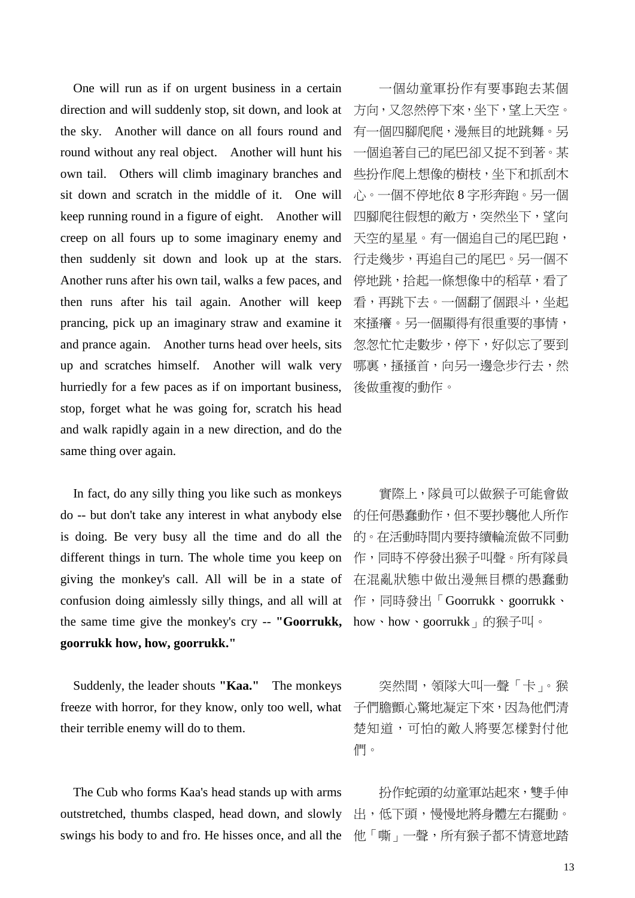One will run as if on urgent business in a certain direction and will suddenly stop, sit down, and look at the sky. Another will dance on all fours round and round without any real object. Another will hunt his own tail. Others will climb imaginary branches and sit down and scratch in the middle of it. One will keep running round in a figure of eight. Another will creep on all fours up to some imaginary enemy and then suddenly sit down and look up at the stars. Another runs after his own tail, walks a few paces, and then runs after his tail again. Another will keep prancing, pick up an imaginary straw and examine it and prance again. Another turns head over heels, sits up and scratches himself. Another will walk very hurriedly for a few paces as if on important business, stop, forget what he was going for, scratch his head and walk rapidly again in a new direction, and do the same thing over again.

一個幼童軍扮作有要事跑去某個方向，又忽然停下來，坐下，望上天空。有一個四腳爬爬，漫無目的地跳舞。另一個追著自己的尾巴卻又捉不到著。某些扮作爬上想像的樹枝，坐下和抓刮木心。一個不停地依 8 字形奔跑。另一個四腳爬往假想的敵方，突然坐下，望向天空的星星。有一個追自己的尾巴跑，行走幾步，再追自己的尾巴。另一個不停地跳，拾起一條想像中的稻草，看了看，再跳下去。一個翻了個跟斗，坐起來搔癢。另一個顯得有很重要的事情，忽忽忙忙走數步，停下，好似忘了要到哪裏，搔搔首，向另一邊急步行去，然後做重複的動作。

In fact, do any silly thing you like such as monkeys do -- but don't take any interest in what anybody else is doing. Be very busy all the time and do all the different things in turn. The whole time you keep on giving the monkey's call. All will be in a state of confusion doing aimlessly silly things, and all will at the same time give the monkey's cry -- **"Goorrukk, goorrukk how, how, goorrukk."**

實際上，隊員可以做猴子可能會做的任何愚蠢動作，但不要抄襲他人所作的。在活動時間內要持續輪流做不同動作，同時不停發出猴子叫聲。所有隊員在混亂狀態中做出漫無目標的愚蠢動作，同時發出「Goorrukk、goorrukk、how、how、goorrukk」的猴子叫。

Suddenly, the leader shouts **"Kaa."** The monkeys freeze with horror, for they know, only too well, what their terrible enemy will do to them.

突然間，領隊大叫一聲「卡」。猴子們膽顫心驚地凝定下來，因為他們清楚知道，可怕的敵人將要怎樣對付他們。

The Cub who forms Kaa's head stands up with arms outstretched, thumbs clasped, head down, and slowly swings his body to and fro. He hisses once, and all the

扮作蛇頭的幼童軍站起來，雙手伸出，低下頭，慢慢地將身體左右擺動。他「嘶」一聲，所有猴子都不情意地踏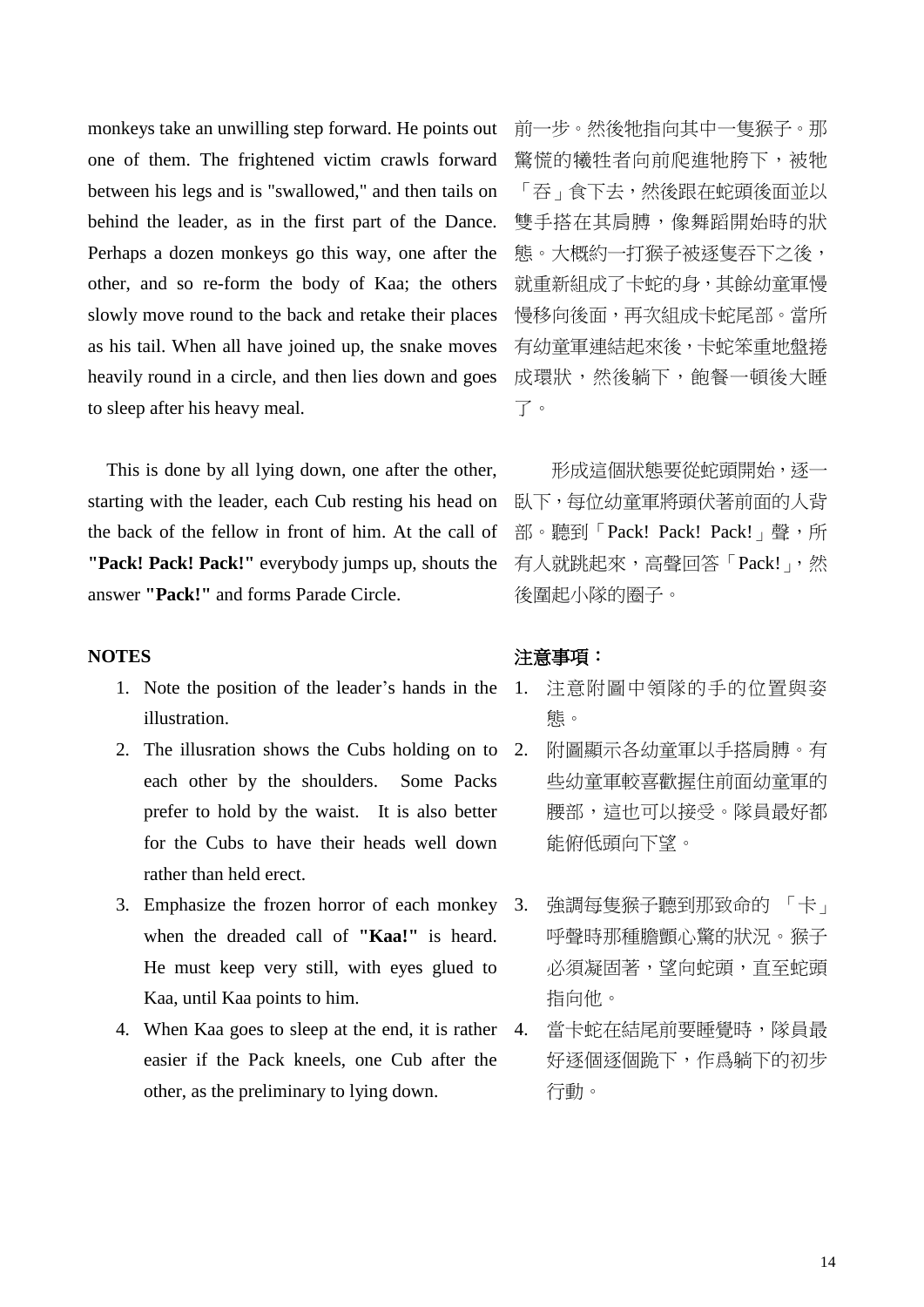monkeys take an unwilling step forward. He points out one of them. The frightened victim crawls forward between his legs and is "swallowed," and then tails on behind the leader, as in the first part of the Dance. Perhaps a dozen monkeys go this way, one after the other, and so re-form the body of Kaa; the others slowly move round to the back and retake their places as his tail. When all have joined up, the snake moves heavily round in a circle, and then lies down and goes to sleep after his heavy meal.

前一步。然後牠指向其中一隻猴子。那驚慌的犧牲者向前爬進牠胯下，被牠「吞」食下去，然後跟在蛇頭後面並以雙手搭在其肩膊，像舞蹈開始時的狀態。大概約一打猴子被逐隻吞下之後，就重新組成了卡蛇的身，其餘幼童軍慢慢移向後面，再次組成卡蛇尾部。當所有幼童軍連結起來後，卡蛇笨重地盤捲成環狀，然後躺下，飽餐一頓後大睡了。

This is done by all lying down, one after the other, starting with the leader, each Cub resting his head on the back of the fellow in front of him. At the call of **"Pack! Pack! Pack!"** everybody jumps up, shouts the answer **"Pack!"** and forms Parade Circle.

形成這個狀態要從蛇頭開始，逐一臥下，每位幼童軍將頭伏著前面的人背部。聽到「Pack! Pack! Pack!」聲，所有人就跳起來，高聲回答「Pack!」，然後圍起小隊的圈子。

**NOTES**

1. Note the position of the leader's hands in the illustration.
2. The illusration shows the Cubs holding on to each other by the shoulders. Some Packs prefer to hold by the waist. It is also better for the Cubs to have their heads well down rather than held erect.
3. Emphasize the frozen horror of each monkey when the dreaded call of **"Kaa!"** is heard. He must keep very still, with eyes glued to Kaa, until Kaa points to him.
4. When Kaa goes to sleep at the end, it is rather easier if the Pack kneels, one Cub after the other, as the preliminary to lying down.

**注意事項：**

1. 注意附圖中領隊的手的位置與姿態。
2. 附圖顯示各幼童軍以手搭肩膊。有些幼童軍較喜歡握住前面幼童軍的腰部，這也可以接受。隊員最好都能俯低頭向下望。
3. 強調每隻猴子聽到那致命的 「卡」呼聲時那種膽顫心驚的狀況。猴子必須凝固著，望向蛇頭，直至蛇頭指向他。
4. 當卡蛇在結尾前要睡覺時，隊員最好逐個逐個跪下，作爲躺下的初步行動。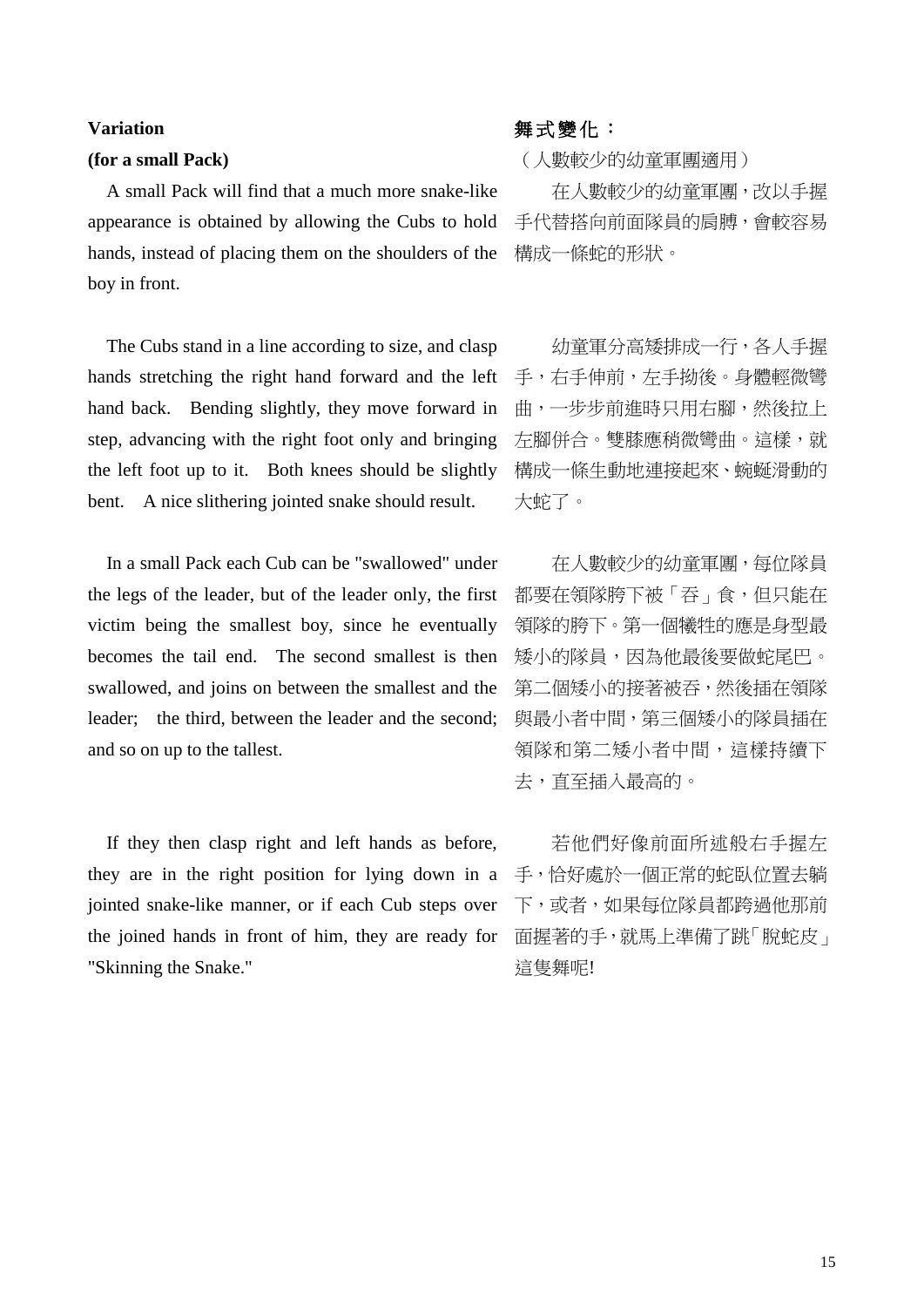**Variation**

**(for a small Pack)**

A small Pack will find that a much more snake-like appearance is obtained by allowing the Cubs to hold hands, instead of placing them on the shoulders of the boy in front.

The Cubs stand in a line according to size, and clasp hands stretching the right hand forward and the left hand back. Bending slightly, they move forward in step, advancing with the right foot only and bringing the left foot up to it. Both knees should be slightly bent. A nice slithering jointed snake should result.

In a small Pack each Cub can be "swallowed" under the legs of the leader, but of the leader only, the first victim being the smallest boy, since he eventually becomes the tail end. The second smallest is then swallowed, and joins on between the smallest and the leader; the third, between the leader and the second; and so on up to the tallest.

If they then clasp right and left hands as before, they are in the right position for lying down in a jointed snake-like manner, or if each Cub steps over the joined hands in front of him, they are ready for "Skinning the Snake."

**舞式變化：**

（人數較少的幼童軍團適用）

在人數較少的幼童軍團，改以手握手代替搭向前面隊員的肩膊，會較容易構成一條蛇的形狀。

幼童軍分高矮排成一行，各人手握手，右手伸前，左手拗後。身體輕微彎曲，一步步前進時只用右腳，然後拉上左腳併合。雙膝應稍微彎曲。這樣，就構成一條生動地連接起來、蜿蜒滑動的大蛇了。

在人數較少的幼童軍團，每位隊員都要在領隊胯下被「吞」食，但只能在領隊的胯下。第一個犧牲的應是身型最矮小的隊員，因為他最後要做蛇尾巴。第二個矮小的接著被吞，然後插在領隊與最小者中間，第三個矮小的隊員插在領隊和第二矮小者中間，這樣持續下去，直至插入最高的。

若他們好像前面所述般右手握左手，恰好處於一個正常的蛇臥位置去躺下，或者，如果每位隊員都跨過他那前面握著的手，就馬上準備了跳「脫蛇皮」這隻舞呢!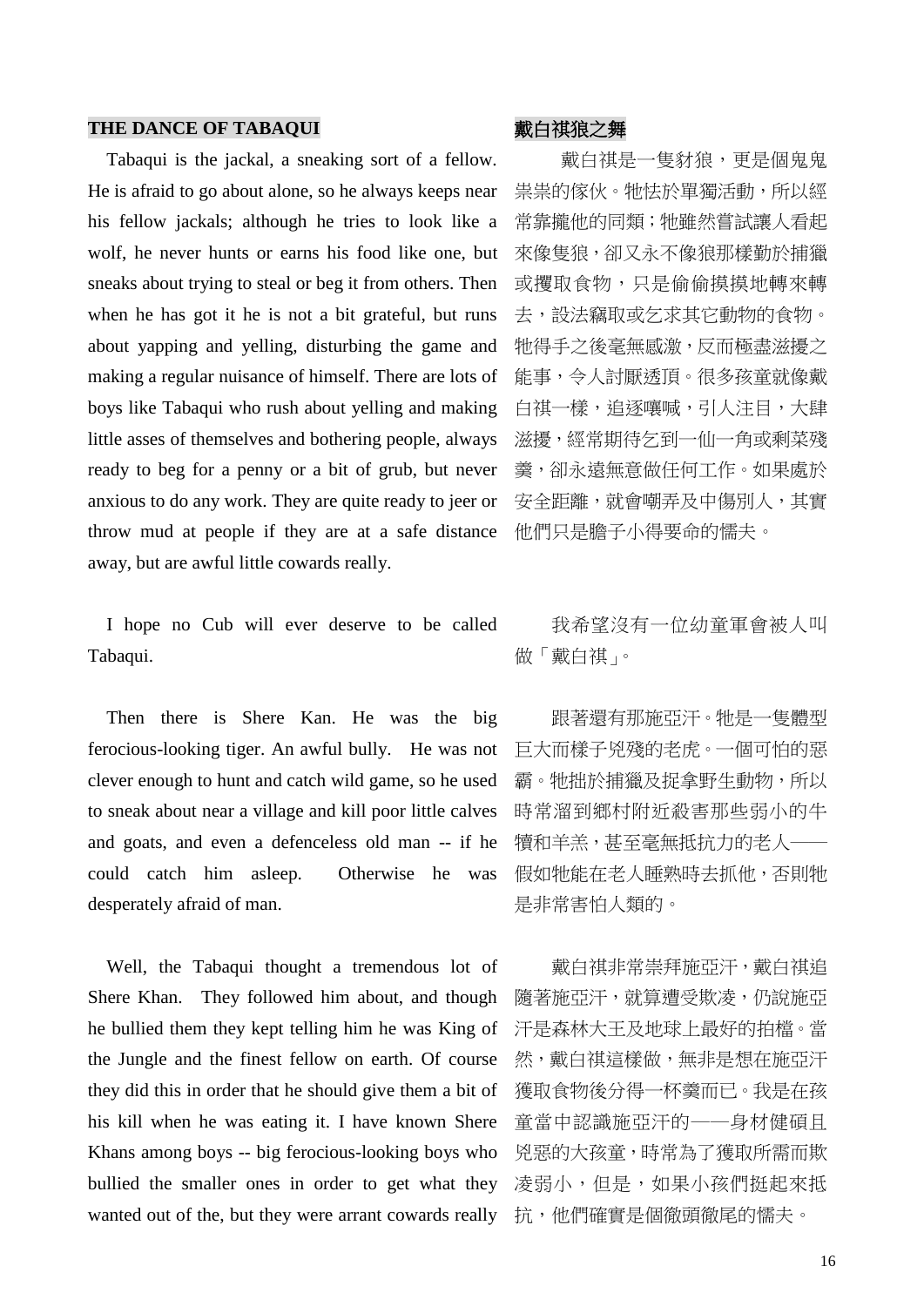## THE DANCE OF TABAQUI

Tabaqui is the jackal, a sneaking sort of a fellow. He is afraid to go about alone, so he always keeps near his fellow jackals; although he tries to look like a wolf, he never hunts or earns his food like one, but sneaks about trying to steal or beg it from others. Then when he has got it he is not a bit grateful, but runs about yapping and yelling, disturbing the game and making a regular nuisance of himself. There are lots of boys like Tabaqui who rush about yelling and making little asses of themselves and bothering people, always ready to beg for a penny or a bit of grub, but never anxious to do any work. They are quite ready to jeer or throw mud at people if they are at a safe distance away, but are awful little cowards really.

I hope no Cub will ever deserve to be called Tabaqui.

Then there is Shere Kan. He was the big ferocious-looking tiger. An awful bully. He was not clever enough to hunt and catch wild game, so he used to sneak about near a village and kill poor little calves and goats, and even a defenceless old man -- if he could catch him asleep. Otherwise he was desperately afraid of man.

Well, the Tabaqui thought a tremendous lot of Shere Khan. They followed him about, and though he bullied them they kept telling him he was King of the Jungle and the finest fellow on earth. Of course they did this in order that he should give them a bit of his kill when he was eating it. I have known Shere Khans among boys -- big ferocious-looking boys who bullied the smaller ones in order to get what they wanted out of the, but they were arrant cowards really

## 戴白祺狼之舞

戴白祺是一隻豺狼，更是個鬼鬼祟祟的傢伙。牠怯於單獨活動，所以經常靠攏他的同類；牠雖然嘗試讓人看起來像隻狼，卻又永不像狼那樣勤於捕獵或攫取食物，只是偷偷摸摸地轉來轉去，設法竊取或乞求其它動物的食物。牠得手之後毫無感激，反而極盡滋擾之能事，令人討厭透頂。很多孩童就像戴白祺一樣，追逐嚷喊，引人注目，大肆滋擾，經常期待乞到一仙一角或剩菜殘羹，卻永遠無意做任何工作。如果處於安全距離，就會嘲弄及中傷別人，其實他們只是膽子小得要命的懦夫。

我希望沒有一位幼童軍會被人叫做「戴白祺」。

跟著還有那施亞汗。牠是一隻體型巨大而樣子兇殘的老虎。一個可怕的惡霸。牠拙於捕獵及捉拿野生動物，所以時常溜到鄉村附近殺害那些弱小的牛犢和羊羔，甚至毫無抵抗力的老人——假如牠能在老人睡熟時去抓他，否則牠是非常害怕人類的。

戴白祺非常崇拜施亞汗，戴白祺追隨著施亞汗，就算遭受欺凌，仍說施亞汗是森林大王及地球上最好的拍檔。當然，戴白祺這樣做，無非是想在施亞汗獲取食物後分得一杯羹而已。我是在孩童當中認識施亞汗的——身材健碩且兇惡的大孩童，時常為了獲取所需而欺凌弱小，但是，如果小孩們挺起來抵抗，他們確實是個徹頭徹尾的懦夫。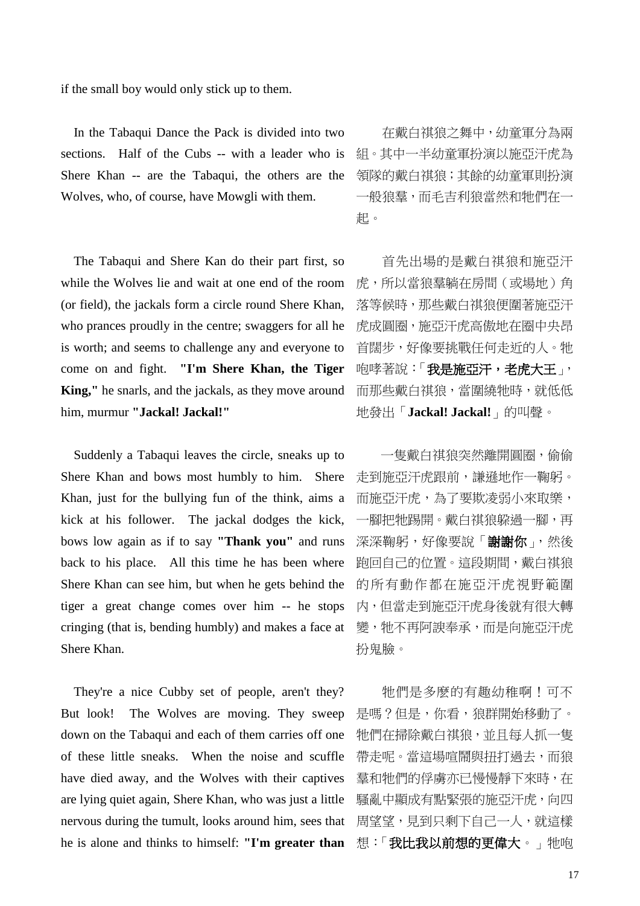if the small boy would only stick up to them.

In the Tabaqui Dance the Pack is divided into two sections. Half of the Cubs -- with a leader who is Shere Khan -- are the Tabaqui, the others are the Wolves, who, of course, have Mowgli with them.

在戴白祺狼之舞中，幼童軍分為兩組。其中一半幼童軍扮演以施亞汗虎為領隊的戴白祺狼；其餘的幼童軍則扮演一般狼羣，而毛吉利狼當然和牠們在一起。

The Tabaqui and Shere Kan do their part first, so while the Wolves lie and wait at one end of the room (or field), the jackals form a circle round Shere Khan, who prances proudly in the centre; swaggers for all he is worth; and seems to challenge any and everyone to come on and fight. **"I'm Shere Khan, the Tiger King,"** he snarls, and the jackals, as they move around him, murmur **"Jackal! Jackal!"**

首先出場的是戴白祺狼和施亞汗虎，所以當狼羣躺在房間（或場地）角落等候時，那些戴白祺狼便圍著施亞汗虎成圓圈，施亞汗虎高傲地在圈中央昂首闊步，好像要挑戰任何走近的人。牠咆哮著說：「**我是施亞汗，老虎大王**」，而那些戴白祺狼，當圍繞牠時，就低低地發出「**Jackal! Jackal!**」的叫聲。

Suddenly a Tabaqui leaves the circle, sneaks up to Shere Khan and bows most humbly to him. Shere Khan, just for the bullying fun of the think, aims a kick at his follower. The jackal dodges the kick, bows low again as if to say **"Thank you"** and runs back to his place. All this time he has been where Shere Khan can see him, but when he gets behind the tiger a great change comes over him -- he stops cringing (that is, bending humbly) and makes a face at Shere Khan.

一隻戴白祺狼突然離開圓圈，偷偷走到施亞汗虎跟前，謙遜地作一鞠躬。而施亞汗虎，為了要欺凌弱小來取樂，一腳把牠踢開。戴白祺狼躲過一腳，再深深鞠躬，好像要說「**謝謝你**」，然後跑回自己的位置。這段期間，戴白祺狼的所有動作都在施亞汗虎視野範圍內，但當走到施亞汗虎身後就有很大轉變，牠不再阿諛奉承，而是向施亞汗虎扮鬼臉。

They're a nice Cubby set of people, aren't they? But look! The Wolves are moving. They sweep down on the Tabaqui and each of them carries off one of these little sneaks. When the noise and scuffle have died away, and the Wolves with their captives are lying quiet again, Shere Khan, who was just a little nervous during the tumult, looks around him, sees that he is alone and thinks to himself: **"I'm greater than**

牠們是多麼的有趣幼稚啊！可不是嗎？但是，你看，狼群開始移動了。牠們在掃除戴白祺狼，並且每人抓一隻帶走呢。當這場喧鬧與扭打過去，而狼羣和牠們的俘虜亦已慢慢靜下來時，在騷亂中顯成有點緊張的施亞汗虎，向四周望望，見到只剩下自己一人，就這樣想：「**我比我以前想的更偉大**。」牠咆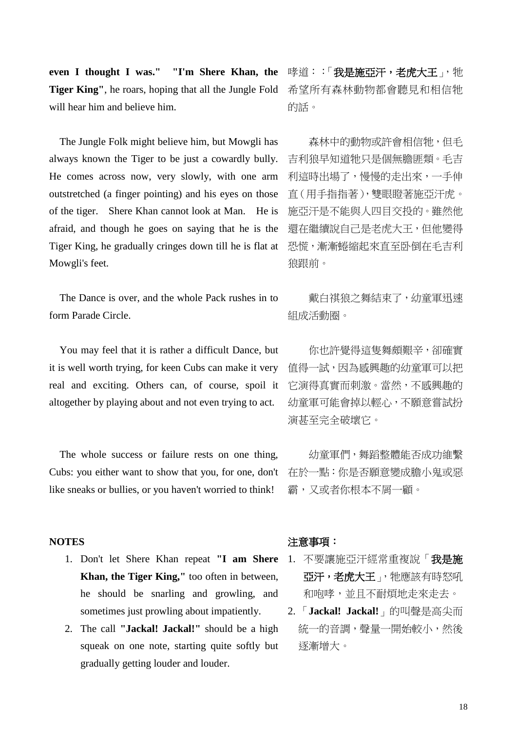**even I thought I was." "I'm Shere Khan, the Tiger King"**, he roars, hoping that all the Jungle Fold will hear him and believe him.

The Jungle Folk might believe him, but Mowgli has always known the Tiger to be just a cowardly bully. He comes across now, very slowly, with one arm outstretched (a finger pointing) and his eyes on those of the tiger. Shere Khan cannot look at Man. He is afraid, and though he goes on saying that he is the Tiger King, he gradually cringes down till he is flat at Mowgli's feet.

The Dance is over, and the whole Pack rushes in to form Parade Circle.

You may feel that it is rather a difficult Dance, but it is well worth trying, for keen Cubs can make it very real and exciting. Others can, of course, spoil it altogether by playing about and not even trying to act.

The whole success or failure rests on one thing, Cubs: you either want to show that you, for one, don't like sneaks or bullies, or you haven't worried to think!

**NOTES**

1. Don't let Shere Khan repeat **"I am Shere Khan, the Tiger King,"** too often in between, he should be snarling and growling, and sometimes just prowling about impatiently.
2. The call **"Jackal! Jackal!"** should be a high squeak on one note, starting quite softly but gradually getting louder and louder.

哮道：:「**我是施亞汗，老虎大王**」，牠希望所有森林動物都會聽見和相信牠的話。

森林中的動物或許會相信牠，但毛吉利狼早知道牠只是個無膽匪類。毛吉利這時出場了，慢慢的走出來，一手伸直（用手指指著），雙眼瞪著施亞汗虎。施亞汗是不能與人四目交投的。雖然他還在繼續說自己是老虎大王，但他變得恐慌，漸漸蜷縮起來直至臥倒在毛吉利狼跟前。

戴白祺狼之舞結束了，幼童軍迅速組成活動圈。

你也許覺得這隻舞頗艱辛，卻確實值得一試，因為感興趣的幼童軍可以把它演得真實而刺激。當然，不感興趣的幼童軍可能會掉以輕心，不願意嘗試扮演甚至完全破壞它。

幼童軍們，舞蹈整體能否成功維繫在於一點：你是否願意變成膽小鬼或惡霸，又或者你根本不屑一顧。

**注意事項：**

1. 不要讓施亞汗經常重複說「**我是施亞汗，老虎大王**」，牠應該有時怒吼和咆哮，並且不耐煩地走來走去。
2. 「**Jackal! Jackal!**」的叫聲是高尖而統一的音調，聲量一開始較小，然後逐漸增大。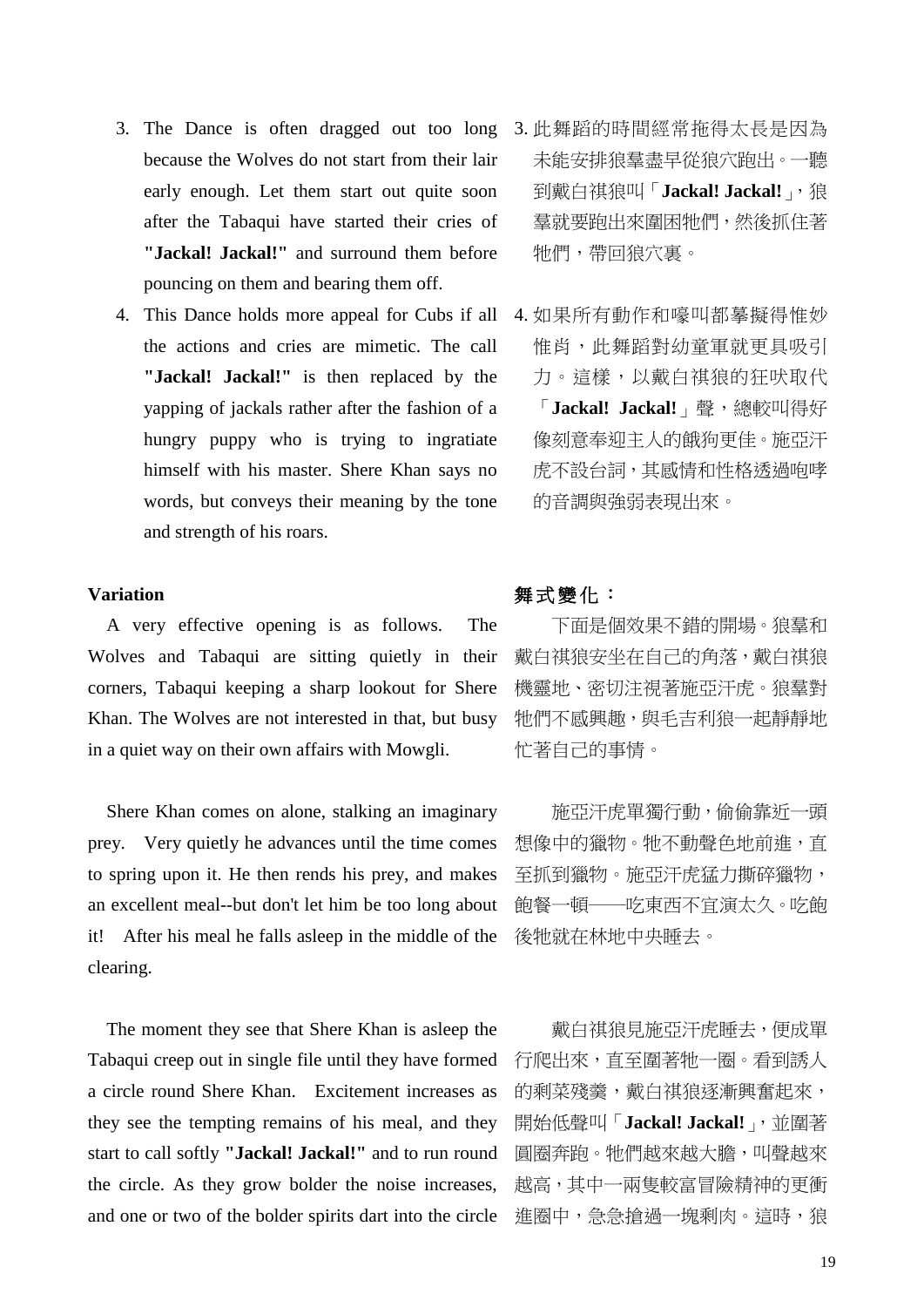3. The Dance is often dragged out too long because the Wolves do not start from their lair early enough. Let them start out quite soon after the Tabaqui have started their cries of **"Jackal! Jackal!"** and surround them before pouncing on them and bearing them off.

4. This Dance holds more appeal for Cubs if all the actions and cries are mimetic. The call **"Jackal! Jackal!"** is then replaced by the yapping of jackals rather after the fashion of a hungry puppy who is trying to ingratiate himself with his master. Shere Khan says no words, but conveys their meaning by the tone and strength of his roars.

3. 此舞蹈的時間經常拖得太長是因為未能安排狼羣盡早從狼穴跑出。一聽到戴白祺狼叫「**Jackal! Jackal!**」，狼羣就要跑出來圍困牠們，然後抓住著牠們，帶回狼穴裏。

4. 如果所有動作和嚎叫都摹擬得惟妙惟肖，此舞蹈對幼童軍就更具吸引力。這樣，以戴白祺狼的狂吠取代「**Jackal! Jackal!**」聲，總較叫得好像刻意奉迎主人的餓狗更佳。施亞汗虎不設台詞，其感情和性格透過咆哮的音調與強弱表現出來。

**Variation**

A very effective opening is as follows. The Wolves and Tabaqui are sitting quietly in their corners, Tabaqui keeping a sharp lookout for Shere Khan. The Wolves are not interested in that, but busy in a quiet way on their own affairs with Mowgli.

Shere Khan comes on alone, stalking an imaginary prey. Very quietly he advances until the time comes to spring upon it. He then rends his prey, and makes an excellent meal--but don't let him be too long about it! After his meal he falls asleep in the middle of the clearing.

The moment they see that Shere Khan is asleep the Tabaqui creep out in single file until they have formed a circle round Shere Khan. Excitement increases as they see the tempting remains of his meal, and they start to call softly **"Jackal! Jackal!"** and to run round the circle. As they grow bolder the noise increases, and one or two of the bolder spirits dart into the circle

**舞式變化：**

下面是個效果不錯的開場。狼羣和戴白祺狼安坐在自己的角落，戴白祺狼機靈地、密切注視著施亞汗虎。狼羣對牠們不感興趣，與毛吉利狼一起靜靜地忙著自己的事情。

施亞汗虎單獨行動，偷偷靠近一頭想像中的獵物。牠不動聲色地前進，直至抓到獵物。施亞汗虎猛力撕碎獵物，飽餐一頓——吃東西不宜演太久。吃飽後牠就在林地中央睡去。

戴白祺狼見施亞汗虎睡去，便成單行爬出來，直至圍著牠一圈。看到誘人的剩菜殘羹，戴白祺狼逐漸興奮起來，開始低聲叫「**Jackal! Jackal!**」，並圍著圓圈奔跑。牠們越來越大膽，叫聲越來越高，其中一兩隻較富冒險精神的更衝進圈中，急急搶過一塊剩肉。這時，狼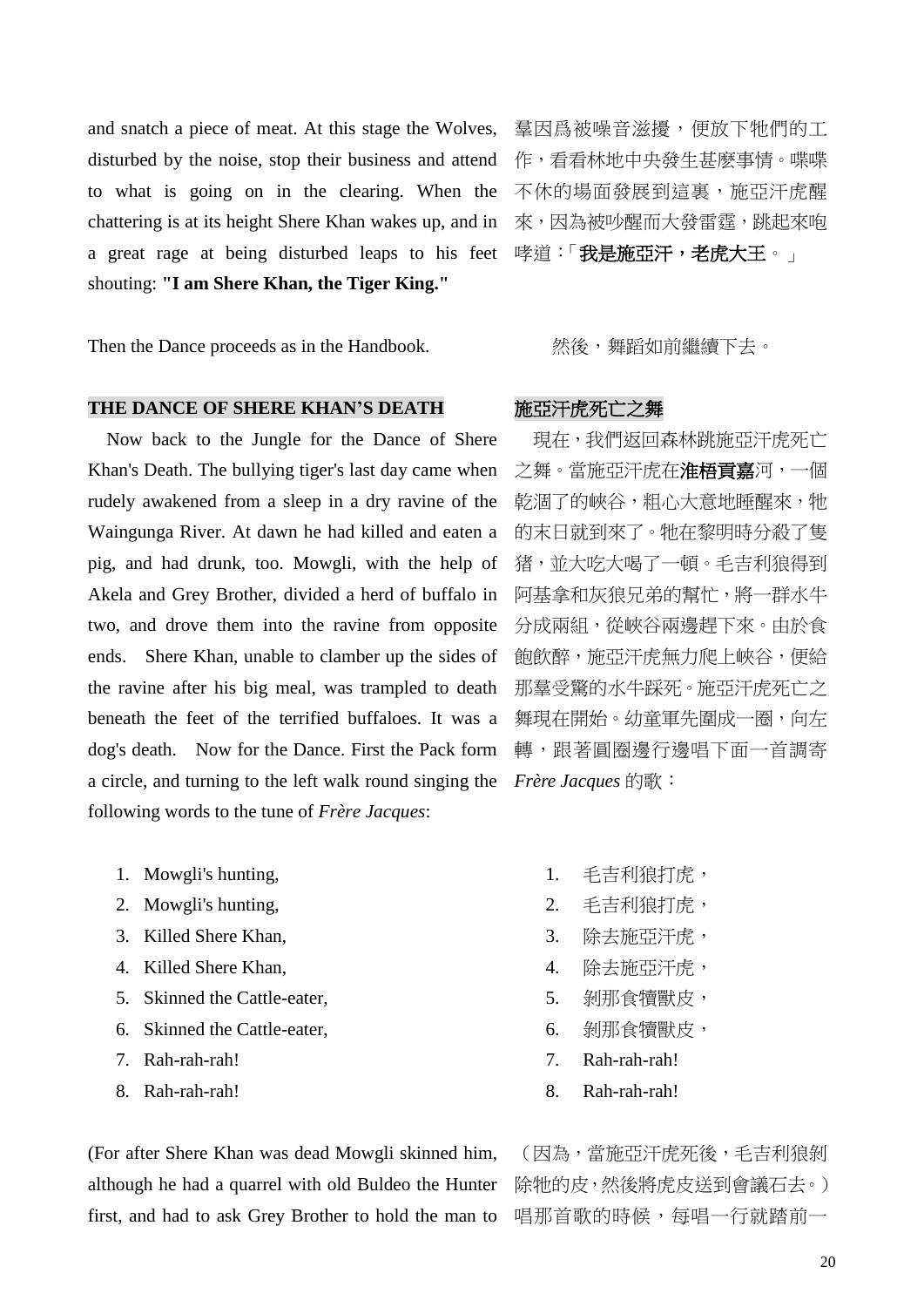and snatch a piece of meat. At this stage the Wolves, disturbed by the noise, stop their business and attend to what is going on in the clearing. When the chattering is at its height Shere Khan wakes up, and in a great rage at being disturbed leaps to his feet shouting: **"I am Shere Khan, the Tiger King."**

羣因爲被噪音滋擾，便放下牠們的工作，看看林地中央發生甚麼事情。喋喋不休的場面發展到這裏，施亞汗虎醒來，因為被吵醒而大發雷霆，跳起來咆哮道：「**我是施亞汗，老虎大王**。」

Then the Dance proceeds as in the Handbook.

然後，舞蹈如前繼續下去。

## THE DANCE OF SHERE KHAN'S DEATH

Now back to the Jungle for the Dance of Shere Khan's Death. The bullying tiger's last day came when rudely awakened from a sleep in a dry ravine of the Waingunga River. At dawn he had killed and eaten a pig, and had drunk, too. Mowgli, with the help of Akela and Grey Brother, divided a herd of buffalo in two, and drove them into the ravine from opposite ends. Shere Khan, unable to clamber up the sides of the ravine after his big meal, was trampled to death beneath the feet of the terrified buffaloes. It was a dog's death. Now for the Dance. First the Pack form a circle, and turning to the left walk round singing the following words to the tune of *Frère Jacques*:

1. Mowgli's hunting,
2. Mowgli's hunting,
3. Killed Shere Khan,
4. Killed Shere Khan,
5. Skinned the Cattle-eater,
6. Skinned the Cattle-eater,
7. Rah-rah-rah!
8. Rah-rah-rah!

(For after Shere Khan was dead Mowgli skinned him, although he had a quarrel with old Buldeo the Hunter first, and had to ask Grey Brother to hold the man to

## 施亞汗虎死亡之舞

現在，我們返回森林跳施亞汗虎死亡之舞。當施亞汗虎在**淮梧貢嘉**河，一個乾涸了的峽谷，粗心大意地睡醒來，牠的末日就到來了。牠在黎明時分殺了隻猪，並大吃大喝了一頓。毛吉利狼得到阿基拿和灰狼兄弟的幫忙，將一群水牛分成兩組，從峽谷兩邊趕下來。由於食飽飲醉，施亞汗虎無力爬上峽谷，便給那羣受驚的水牛踩死。施亞汗虎死亡之舞現在開始。幼童軍先圍成一圈，向左轉，跟著圓圈邊行邊唱下面一首調寄 *Frère Jacques* 的歌：

1. 毛吉利狼打虎，
2. 毛吉利狼打虎，
3. 除去施亞汗虎，
4. 除去施亞汗虎，
5. 剝那食犢獸皮，
6. 剝那食犢獸皮，
7. Rah-rah-rah!
8. Rah-rah-rah!

（因為，當施亞汗虎死後，毛吉利狼剝除牠的皮，然後將虎皮送到會議石去。）唱那首歌的時候，每唱一行就踏前一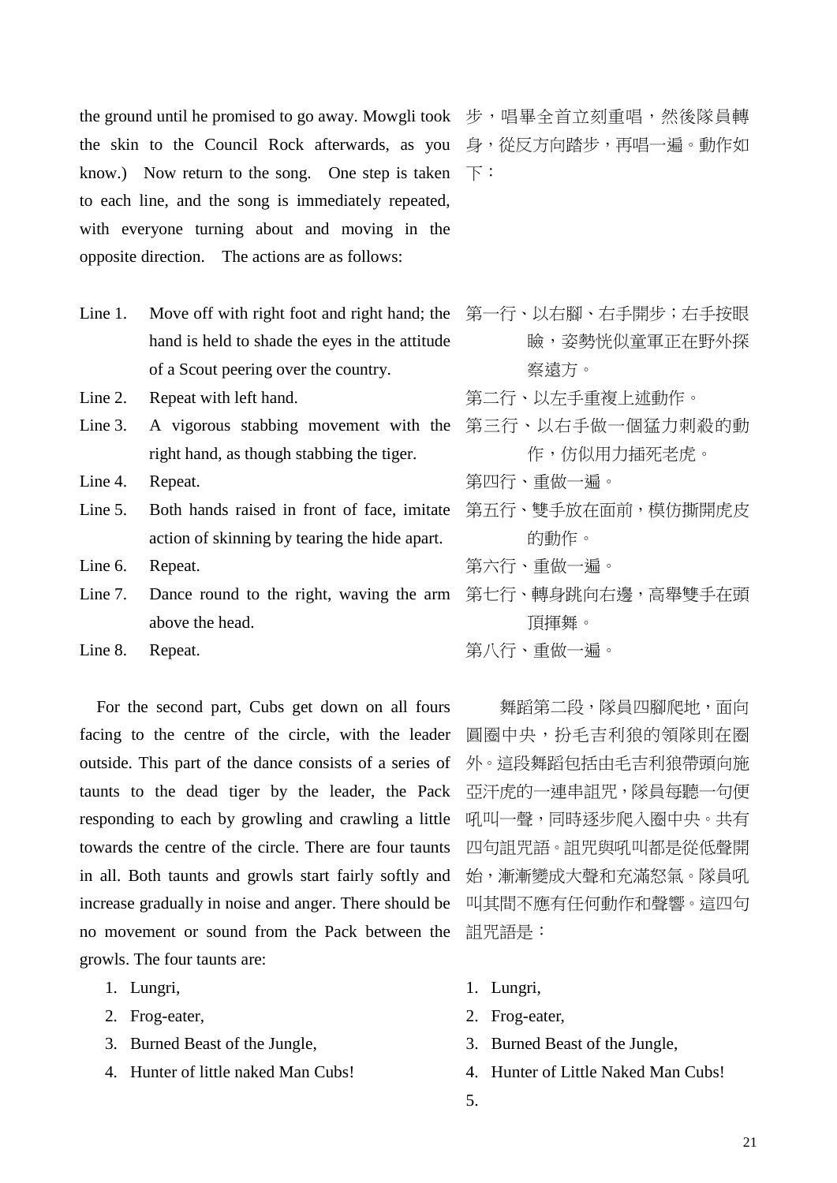the ground until he promised to go away. Mowgli took the skin to the Council Rock afterwards, as you know.) Now return to the song. One step is taken to each line, and the song is immediately repeated, with everyone turning about and moving in the opposite direction. The actions are as follows:

Line 1. Move off with right foot and right hand; the hand is held to shade the eyes in the attitude of a Scout peering over the country.

Line 2. Repeat with left hand.

Line 3. A vigorous stabbing movement with the right hand, as though stabbing the tiger.

Line 4. Repeat.

Line 5. Both hands raised in front of face, imitate action of skinning by tearing the hide apart.

Line 6. Repeat.

Line 7. Dance round to the right, waving the arm above the head.

Line 8. Repeat.

For the second part, Cubs get down on all fours facing to the centre of the circle, with the leader outside. This part of the dance consists of a series of taunts to the dead tiger by the leader, the Pack responding to each by growling and crawling a little towards the centre of the circle. There are four taunts in all. Both taunts and growls start fairly softly and increase gradually in noise and anger. There should be no movement or sound from the Pack between the growls. The four taunts are:

1. Lungri,
2. Frog-eater,
3. Burned Beast of the Jungle,
4. Hunter of little naked Man Cubs!

步，唱畢全首立刻重唱，然後隊員轉身，從反方向踏步，再唱一遍。動作如下：

第一行、以右腳、右手開步；右手按眼瞼，姿勢恍似童軍正在野外探察遠方。

第二行、以左手重複上述動作。

第三行、以右手做一個猛力刺殺的動作，仿似用力插死老虎。

第四行、重做一遍。

第五行、雙手放在面前，模仿撕開虎皮的動作。

第六行、重做一遍。

第七行、轉身跳向右邊，高舉雙手在頭頂揮舞。

第八行、重做一遍。

舞蹈第二段，隊員四腳爬地，面向圓圈中央，扮毛吉利狼的領隊則在圈外。這段舞蹈包括由毛吉利狼帶頭向施亞汗虎的一連串詛咒，隊員每聽一句便吼叫一聲，同時逐步爬入圈中央。共有四句詛咒語。詛咒與吼叫都是從低聲開始，漸漸變成大聲和充滿怒氣。隊員吼叫其間不應有任何動作和聲響。這四句詛咒語是：

1. Lungri,
2. Frog-eater,
3. Burned Beast of the Jungle,
4. Hunter of Little Naked Man Cubs!
5.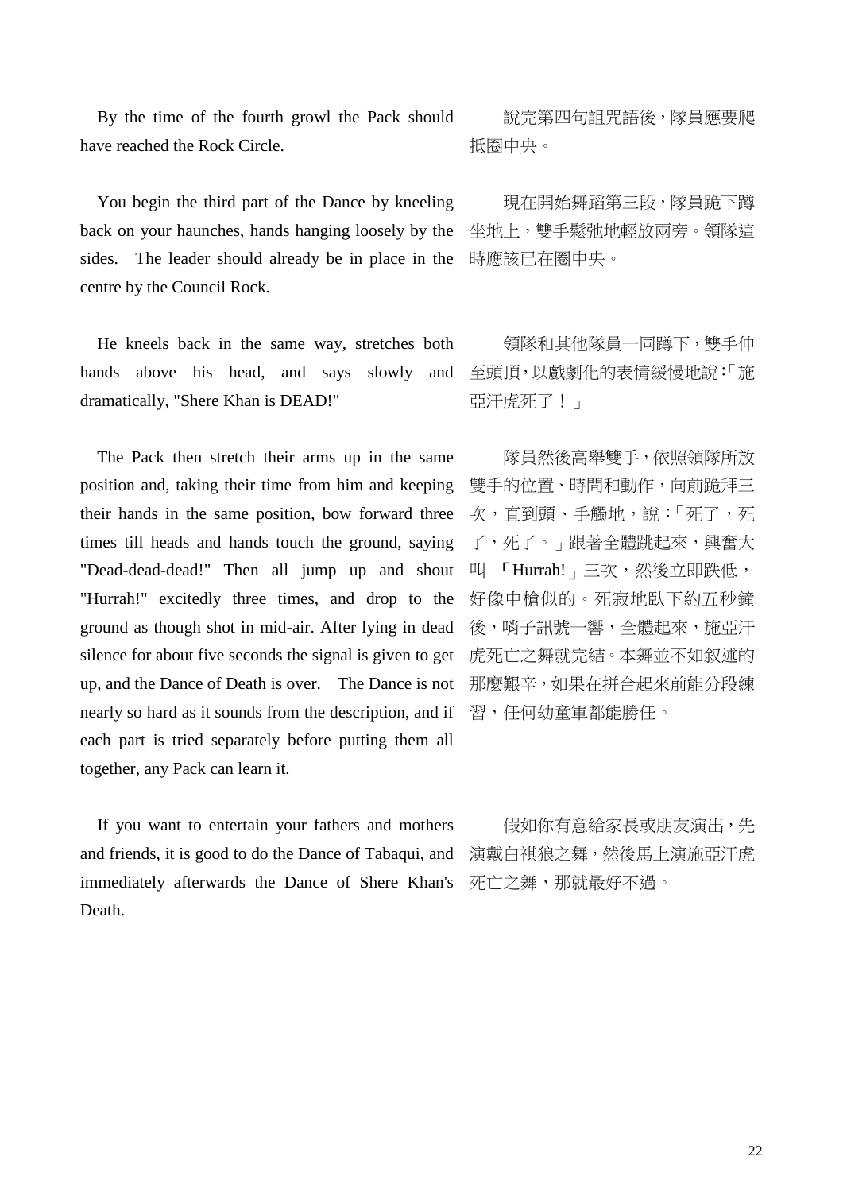By the time of the fourth growl the Pack should have reached the Rock Circle.

說完第四句詛咒語後，隊員應要爬抵圈中央。

You begin the third part of the Dance by kneeling back on your haunches, hands hanging loosely by the sides. The leader should already be in place in the centre by the Council Rock.

現在開始舞蹈第三段，隊員跪下蹲坐地上，雙手鬆弛地輕放兩旁。領隊這時應該已在圈中央。

He kneels back in the same way, stretches both hands above his head, and says slowly and dramatically, "Shere Khan is DEAD!"

領隊和其他隊員一同蹲下，雙手伸至頭頂，以戲劇化的表情緩慢地說:「施亞汗虎死了！」

The Pack then stretch their arms up in the same position and, taking their time from him and keeping their hands in the same position, bow forward three times till heads and hands touch the ground, saying "Dead-dead-dead!" Then all jump up and shout "Hurrah!" excitedly three times, and drop to the ground as though shot in mid-air. After lying in dead silence for about five seconds the signal is given to get up, and the Dance of Death is over. The Dance is not nearly so hard as it sounds from the description, and if each part is tried separately before putting them all together, any Pack can learn it.

隊員然後高舉雙手，依照領隊所放雙手的位置、時間和動作，向前跪拜三次，直到頭、手觸地，說:「死了，死了，死了。」跟著全體跳起來，興奮大叫 「Hurrah!」三次，然後立即跌低，好像中槍似的。死寂地臥下約五秒鐘後，哨子訊號一響，全體起來，施亞汗虎死亡之舞就完結。本舞並不如敘述的那麼艱辛，如果在拼合起來前能分段練習，任何幼童軍都能勝任。

If you want to entertain your fathers and mothers and friends, it is good to do the Dance of Tabaqui, and immediately afterwards the Dance of Shere Khan's Death.

假如你有意給家長或朋友演出，先演戴白祺狼之舞，然後馬上演施亞汗虎死亡之舞，那就最好不過。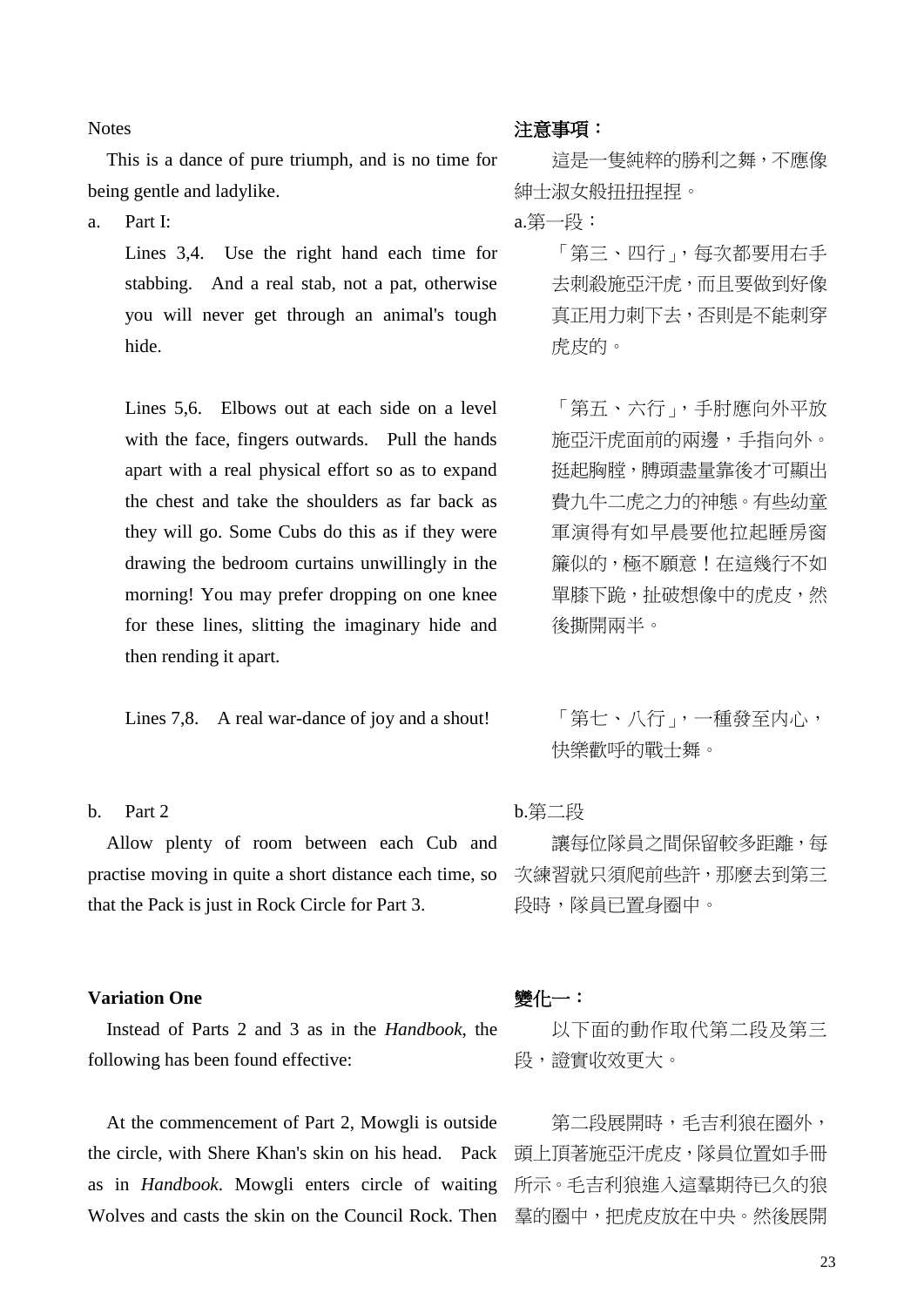Notes

This is a dance of pure triumph, and is no time for being gentle and ladylike.

a. Part I:

Lines 3,4. Use the right hand each time for stabbing. And a real stab, not a pat, otherwise you will never get through an animal's tough hide.

Lines 5,6. Elbows out at each side on a level with the face, fingers outwards. Pull the hands apart with a real physical effort so as to expand the chest and take the shoulders as far back as they will go. Some Cubs do this as if they were drawing the bedroom curtains unwillingly in the morning! You may prefer dropping on one knee for these lines, slitting the imaginary hide and then rending it apart.

Lines 7,8. A real war-dance of joy and a shout!

b. Part 2

Allow plenty of room between each Cub and practise moving in quite a short distance each time, so that the Pack is just in Rock Circle for Part 3.

**Variation One**

Instead of Parts 2 and 3 as in the *Handbook*, the following has been found effective:

At the commencement of Part 2, Mowgli is outside the circle, with Shere Khan's skin on his head. Pack as in *Handbook*. Mowgli enters circle of waiting Wolves and casts the skin on the Council Rock. Then

**注意事項：**

這是一隻純粹的勝利之舞，不應像紳士淑女般扭扭捏捏。

a.第一段：

「第三、四行」，每次都要用右手去刺殺施亞汗虎，而且要做到好像真正用力刺下去，否則是不能刺穿虎皮的。

「第五、六行」，手肘應向外平放施亞汗虎面前的兩邊，手指向外。挺起胸膛，膊頭盡量靠後才可顯出費九牛二虎之力的神態。有些幼童軍演得有如早晨要他拉起睡房窗簾似的，極不願意！在這幾行不如單膝下跪，扯破想像中的虎皮，然後撕開兩半。

「第七、八行」，一種發至內心，快樂歡呼的戰士舞。

b.第二段

讓每位隊員之間保留較多距離，每次練習就只須爬前些許，那麼去到第三段時，隊員已置身圈中。

**變化一：**

以下面的動作取代第二段及第三段，證實收效更大。

第二段展開時，毛吉利狼在圈外，頭上頂著施亞汗虎皮，隊員位置如手冊所示。毛吉利狼進入這羣期待已久的狼羣的圈中，把虎皮放在中央。然後展開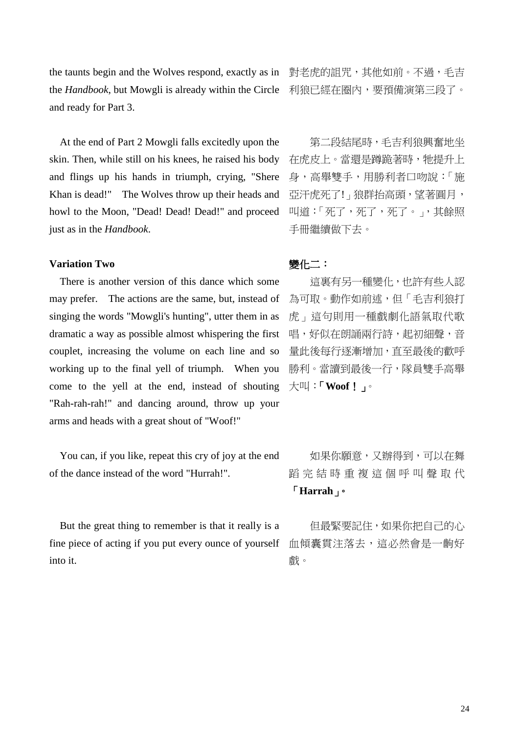the taunts begin and the Wolves respond, exactly as in the *Handbook*, but Mowgli is already within the Circle and ready for Part 3.

對老虎的詛咒，其他如前。不過，毛吉利狼已經在圈內，要預備演第三段了。

At the end of Part 2 Mowgli falls excitedly upon the skin. Then, while still on his knees, he raised his body and flings up his hands in triumph, crying, "Shere Khan is dead!" The Wolves throw up their heads and howl to the Moon, "Dead! Dead! Dead!" and proceed just as in the *Handbook*.

第二段結尾時，毛吉利狼興奮地坐在虎皮上。當還是蹲跪著時，牠提升上身，高舉雙手，用勝利者口吻說：「施亞汗虎死了!」狼群抬高頭，望著圓月，叫道：「死了，死了，死了。」，其餘照手冊繼續做下去。

**Variation Two**

**變化二：**

There is another version of this dance which some may prefer. The actions are the same, but, instead of singing the words "Mowgli's hunting", utter them in as dramatic a way as possible almost whispering the first couplet, increasing the volume on each line and so working up to the final yell of triumph. When you come to the yell at the end, instead of shouting "Rah-rah-rah!" and dancing around, throw up your arms and heads with a great shout of "Woof!"

這裏有另一種變化，也許有些人認為可取。動作如前述，但「毛吉利狼打虎」這句則用一種戲劇化語氣取代歌唱，好似在朗誦兩行詩，起初細聲，音量此後每行逐漸增加，直至最後的歡呼勝利。當讀到最後一行，隊員雙手高舉大叫：「**Woof！**」。

You can, if you like, repeat this cry of joy at the end of the dance instead of the word "Hurrah!".

如果你願意，又辦得到，可以在舞蹈完結時重複這個呼叫聲取代**「Harrah」。**

But the great thing to remember is that it really is a fine piece of acting if you put every ounce of yourself into it.

但最緊要記住，如果你把自己的心血傾囊貫注落去，這必然會是一齣好戲。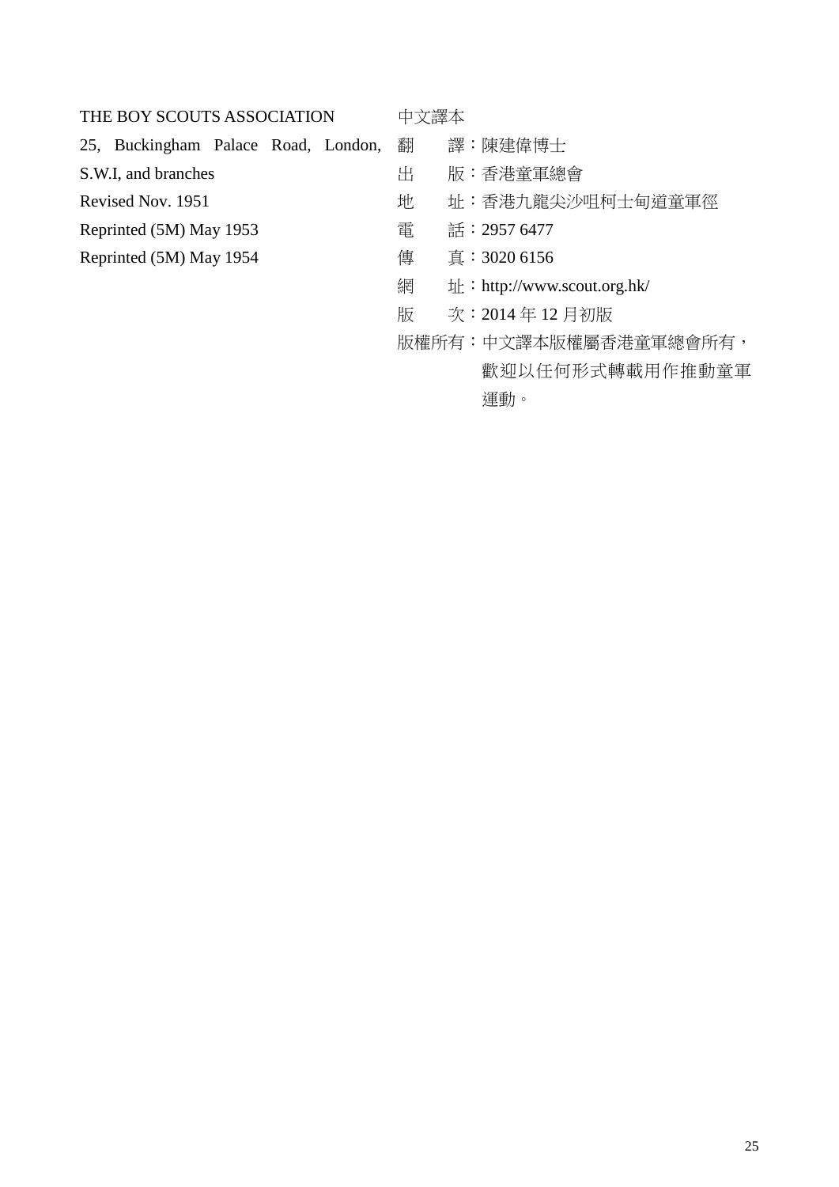THE BOY SCOUTS ASSOCIATION

25, Buckingham Palace Road, London, S.W.I, and branches

Revised Nov. 1951

Reprinted (5M) May 1953

Reprinted (5M) May 1954

中文譯本

翻　　譯：陳建偉博士

出　　版：香港童軍總會

地　　址：香港九龍尖沙咀柯士甸道童軍徑

電　　話：2957 6477

傳　　真：3020 6156

網　　址：http://www.scout.org.hk/

版　　次：2014 年 12 月初版

版權所有：中文譯本版權屬香港童軍總會所有，歡迎以任何形式轉載用作推動童軍運動。